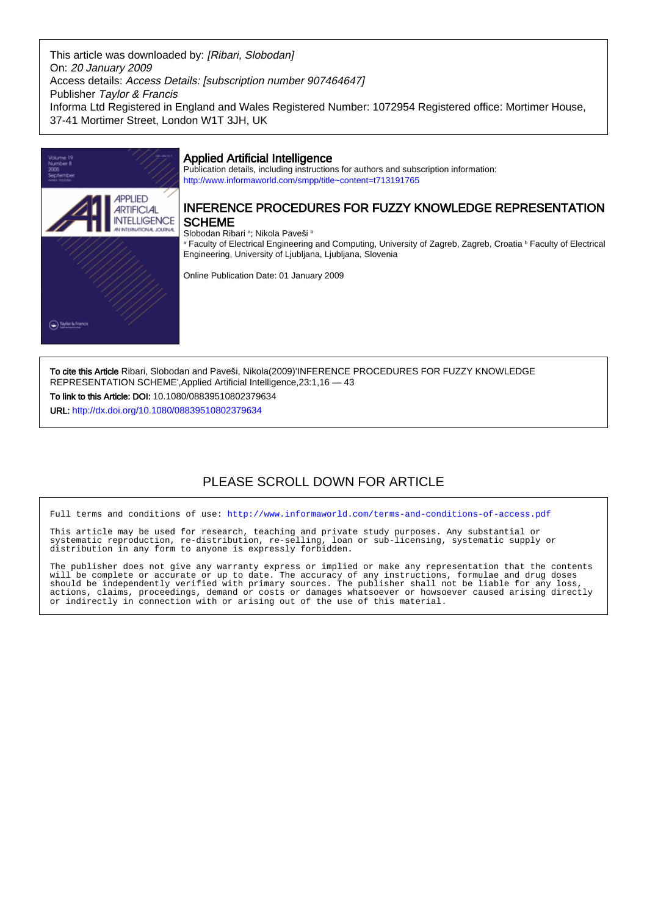This article was downloaded by: *[Ribari, Slobodan]*
On: *20 January 2009*
Access details: *Access Details: [subscription number 907464647]*
Publisher *Taylor & Francis*
Informa Ltd Registered in England and Wales Registered Number: 1072954 Registered office: Mortimer House, 37-41 Mortimer Street, London W1T 3JH, UK

## Applied Artificial Intelligence

Publication details, including instructions for authors and subscription information:
http://www.informaworld.com/smpp/title~content=t713191765

# INFERENCE PROCEDURES FOR FUZZY KNOWLEDGE REPRESENTATION SCHEME

Slobodan Ribari [a]; Nikola Paveši [b]

[a] Faculty of Electrical Engineering and Computing, University of Zagreb, Zagreb, Croatia [b] Faculty of Electrical Engineering, University of Ljubljana, Ljubljana, Slovenia

Online Publication Date: 01 January 2009

**To cite this Article** Ribari, Slobodan and Paveši, Nikola(2009)'INFERENCE PROCEDURES FOR FUZZY KNOWLEDGE REPRESENTATION SCHEME',Applied Artificial Intelligence,23:1,16 — 43

**To link to this Article: DOI:** 10.1080/08839510802379634

**URL:** http://dx.doi.org/10.1080/08839510802379634

PLEASE SCROLL DOWN FOR ARTICLE

Full terms and conditions of use: http://www.informaworld.com/terms-and-conditions-of-access.pdf

This article may be used for research, teaching and private study purposes. Any substantial or systematic reproduction, re-distribution, re-selling, loan or sub-licensing, systematic supply or distribution in any form to anyone is expressly forbidden.

The publisher does not give any warranty express or implied or make any representation that the contents will be complete or accurate or up to date. The accuracy of any instructions, formulae and drug doses should be independently verified with primary sources. The publisher shall not be liable for any loss, actions, claims, proceedings, demand or costs or damages whatsoever or howsoever caused arising directly or indirectly in connection with or arising out of the use of this material.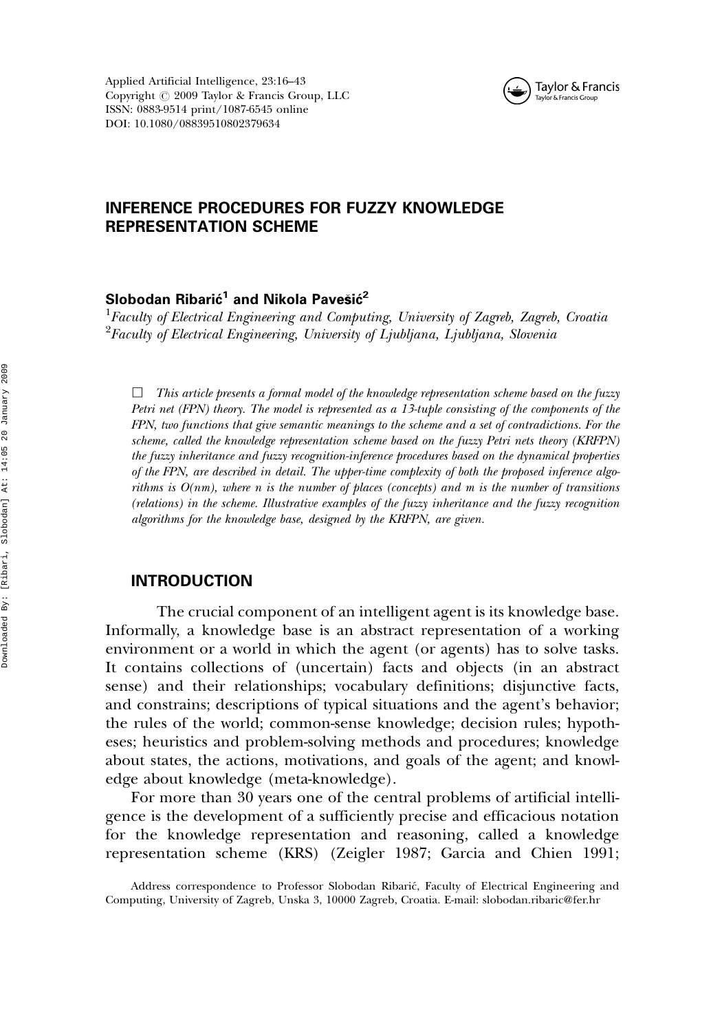# INFERENCE PROCEDURES FOR FUZZY KNOWLEDGE REPRESENTATION SCHEME

**Slobodan Ribarić[1] and Nikola Pavešić[2]**

[1]*Faculty of Electrical Engineering and Computing, University of Zagreb, Zagreb, Croatia*
[2]*Faculty of Electrical Engineering, University of Ljubljana, Ljubljana, Slovenia*

□ *This article presents a formal model of the knowledge representation scheme based on the fuzzy Petri net (FPN) theory. The model is represented as a 13-tuple consisting of the components of the FPN, two functions that give semantic meanings to the scheme and a set of contradictions. For the scheme, called the knowledge representation scheme based on the fuzzy Petri nets theory (KRFPN) the fuzzy inheritance and fuzzy recognition-inference procedures based on the dynamical properties of the FPN, are described in detail. The upper-time complexity of both the proposed inference algorithms is O(nm), where n is the number of places (concepts) and m is the number of transitions (relations) in the scheme. Illustrative examples of the fuzzy inheritance and the fuzzy recognition algorithms for the knowledge base, designed by the KRFPN, are given.*

## INTRODUCTION

The crucial component of an intelligent agent is its knowledge base. Informally, a knowledge base is an abstract representation of a working environment or a world in which the agent (or agents) has to solve tasks. It contains collections of (uncertain) facts and objects (in an abstract sense) and their relationships; vocabulary definitions; disjunctive facts, and constrains; descriptions of typical situations and the agent's behavior; the rules of the world; common-sense knowledge; decision rules; hypotheses; heuristics and problem-solving methods and procedures; knowledge about states, the actions, motivations, and goals of the agent; and knowledge about knowledge (meta-knowledge).

For more than 30 years one of the central problems of artificial intelligence is the development of a sufficiently precise and efficacious notation for the knowledge representation and reasoning, called a knowledge representation scheme (KRS) (Zeigler 1987; Garcia and Chien 1991;

Address correspondence to Professor Slobodan Ribarić, Faculty of Electrical Engineering and Computing, University of Zagreb, Unska 3, 10000 Zagreb, Croatia. E-mail: slobodan.ribaric@fer.hr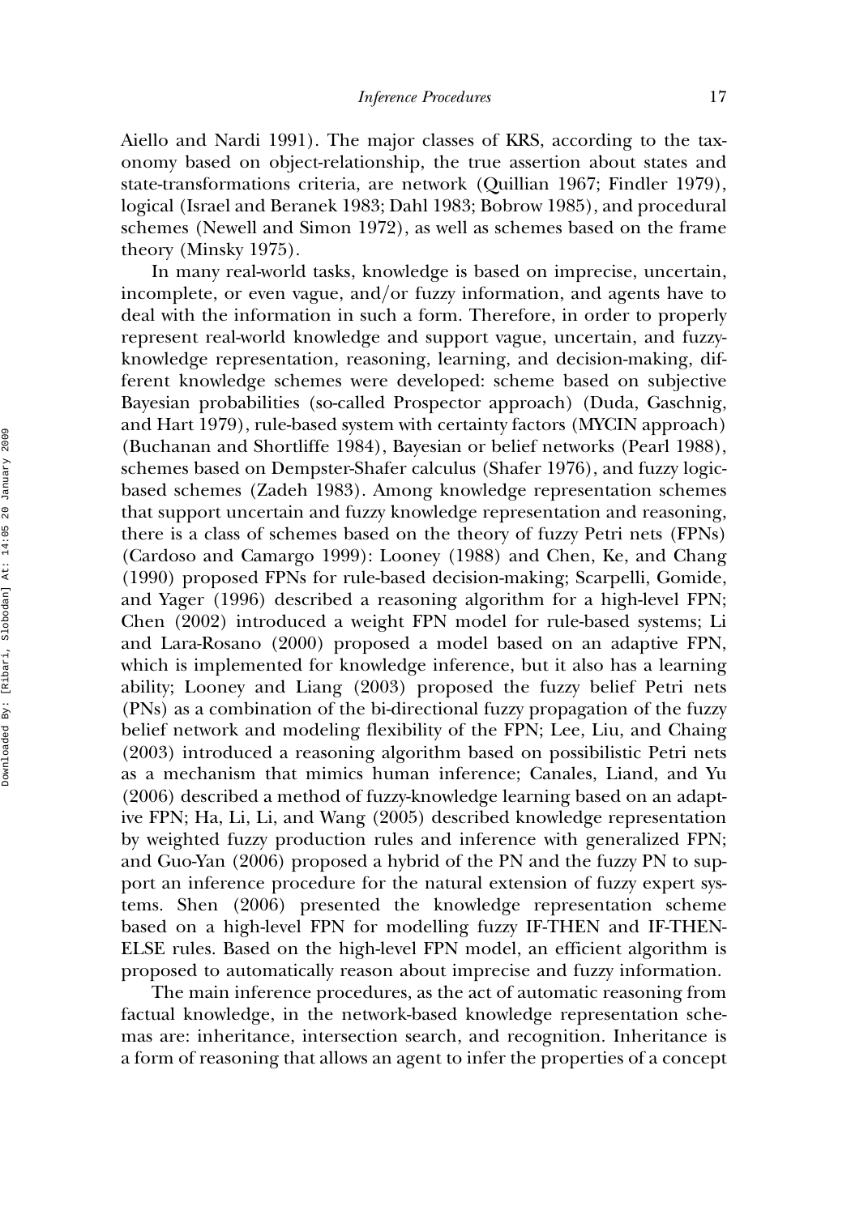Aiello and Nardi 1991). The major classes of KRS, according to the taxonomy based on object-relationship, the true assertion about states and state-transformations criteria, are network (Quillian 1967; Findler 1979), logical (Israel and Beranek 1983; Dahl 1983; Bobrow 1985), and procedural schemes (Newell and Simon 1972), as well as schemes based on the frame theory (Minsky 1975).

In many real-world tasks, knowledge is based on imprecise, uncertain, incomplete, or even vague, and/or fuzzy information, and agents have to deal with the information in such a form. Therefore, in order to properly represent real-world knowledge and support vague, uncertain, and fuzzy-knowledge representation, reasoning, learning, and decision-making, different knowledge schemes were developed: scheme based on subjective Bayesian probabilities (so-called Prospector approach) (Duda, Gaschnig, and Hart 1979), rule-based system with certainty factors (MYCIN approach) (Buchanan and Shortliffe 1984), Bayesian or belief networks (Pearl 1988), schemes based on Dempster-Shafer calculus (Shafer 1976), and fuzzy logic-based schemes (Zadeh 1983). Among knowledge representation schemes that support uncertain and fuzzy knowledge representation and reasoning, there is a class of schemes based on the theory of fuzzy Petri nets (FPNs) (Cardoso and Camargo 1999): Looney (1988) and Chen, Ke, and Chang (1990) proposed FPNs for rule-based decision-making; Scarpelli, Gomide, and Yager (1996) described a reasoning algorithm for a high-level FPN; Chen (2002) introduced a weight FPN model for rule-based systems; Li and Lara-Rosano (2000) proposed a model based on an adaptive FPN, which is implemented for knowledge inference, but it also has a learning ability; Looney and Liang (2003) proposed the fuzzy belief Petri nets (PNs) as a combination of the bi-directional fuzzy propagation of the fuzzy belief network and modeling flexibility of the FPN; Lee, Liu, and Chaing (2003) introduced a reasoning algorithm based on possibilistic Petri nets as a mechanism that mimics human inference; Canales, Liand, and Yu (2006) described a method of fuzzy-knowledge learning based on an adaptive FPN; Ha, Li, Li, and Wang (2005) described knowledge representation by weighted fuzzy production rules and inference with generalized FPN; and Guo-Yan (2006) proposed a hybrid of the PN and the fuzzy PN to support an inference procedure for the natural extension of fuzzy expert systems. Shen (2006) presented the knowledge representation scheme based on a high-level FPN for modelling fuzzy IF-THEN and IF-THEN-ELSE rules. Based on the high-level FPN model, an efficient algorithm is proposed to automatically reason about imprecise and fuzzy information.

The main inference procedures, as the act of automatic reasoning from factual knowledge, in the network-based knowledge representation schemas are: inheritance, intersection search, and recognition. Inheritance is a form of reasoning that allows an agent to infer the properties of a concept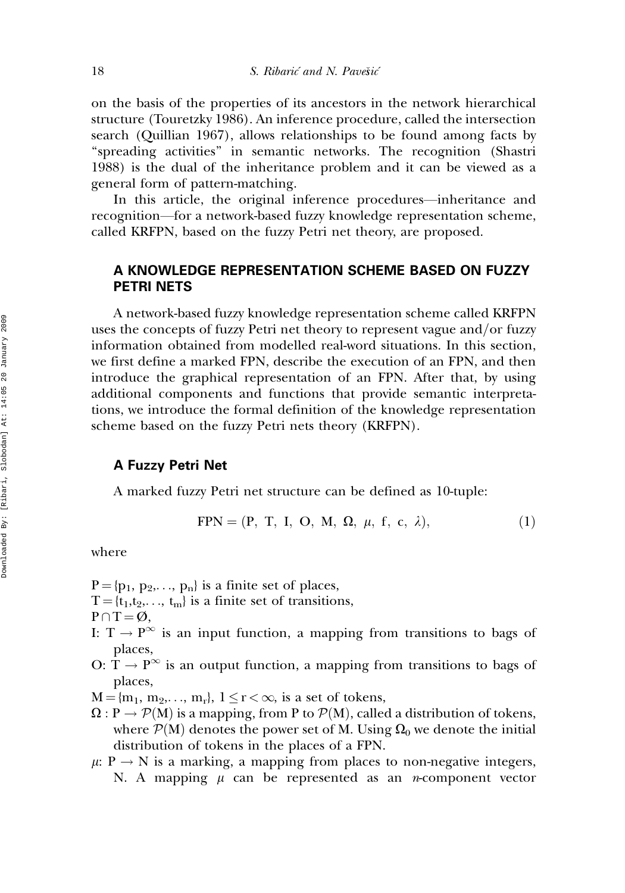on the basis of the properties of its ancestors in the network hierarchical structure (Touretzky 1986). An inference procedure, called the intersection search (Quillian 1967), allows relationships to be found among facts by "spreading activities" in semantic networks. The recognition (Shastri 1988) is the dual of the inheritance problem and it can be viewed as a general form of pattern-matching.

In this article, the original inference procedures—inheritance and recognition—for a network-based fuzzy knowledge representation scheme, called KRFPN, based on the fuzzy Petri net theory, are proposed.

## A KNOWLEDGE REPRESENTATION SCHEME BASED ON FUZZY PETRI NETS

A network-based fuzzy knowledge representation scheme called KRFPN uses the concepts of fuzzy Petri net theory to represent vague and/or fuzzy information obtained from modelled real-word situations. In this section, we first define a marked FPN, describe the execution of an FPN, and then introduce the graphical representation of an FPN. After that, by using additional components and functions that provide semantic interpretations, we introduce the formal definition of the knowledge representation scheme based on the fuzzy Petri nets theory (KRFPN).

### A Fuzzy Petri Net

A marked fuzzy Petri net structure can be defined as 10-tuple:

$$\mathrm{FPN} = (\mathrm{P},\ \mathrm{T},\ \mathrm{I},\ \mathrm{O},\ \mathrm{M},\ \Omega,\ \mu,\ \mathrm{f},\ \mathrm{c},\ \lambda), \tag{1}$$

where

$\mathrm{P} = \{p_1, p_2, \ldots, p_n\}$ is a finite set of places,
$\mathrm{T} = \{t_1, t_2, \ldots, t_m\}$ is a finite set of transitions,
$\mathrm{P} \cap \mathrm{T} = \emptyset$,
I: $\mathrm{T} \rightarrow \mathrm{P}^{\infty}$ is an input function, a mapping from transitions to bags of places,
O: $\mathrm{T} \rightarrow \mathrm{P}^{\infty}$ is an output function, a mapping from transitions to bags of places,
$\mathrm{M} = \{m_1, m_2, \ldots, m_r\}$, $1 \leq r < \infty$, is a set of tokens,
$\Omega : \mathrm{P} \rightarrow \mathcal{P}(\mathrm{M})$ is a mapping, from P to $\mathcal{P}(\mathrm{M})$, called a distribution of tokens, where $\mathcal{P}(\mathrm{M})$ denotes the power set of M. Using $\Omega_0$ we denote the initial distribution of tokens in the places of a FPN.
$\mu$: $\mathrm{P} \rightarrow \mathrm{N}$ is a marking, a mapping from places to non-negative integers, N. A mapping $\mu$ can be represented as an *n*-component vector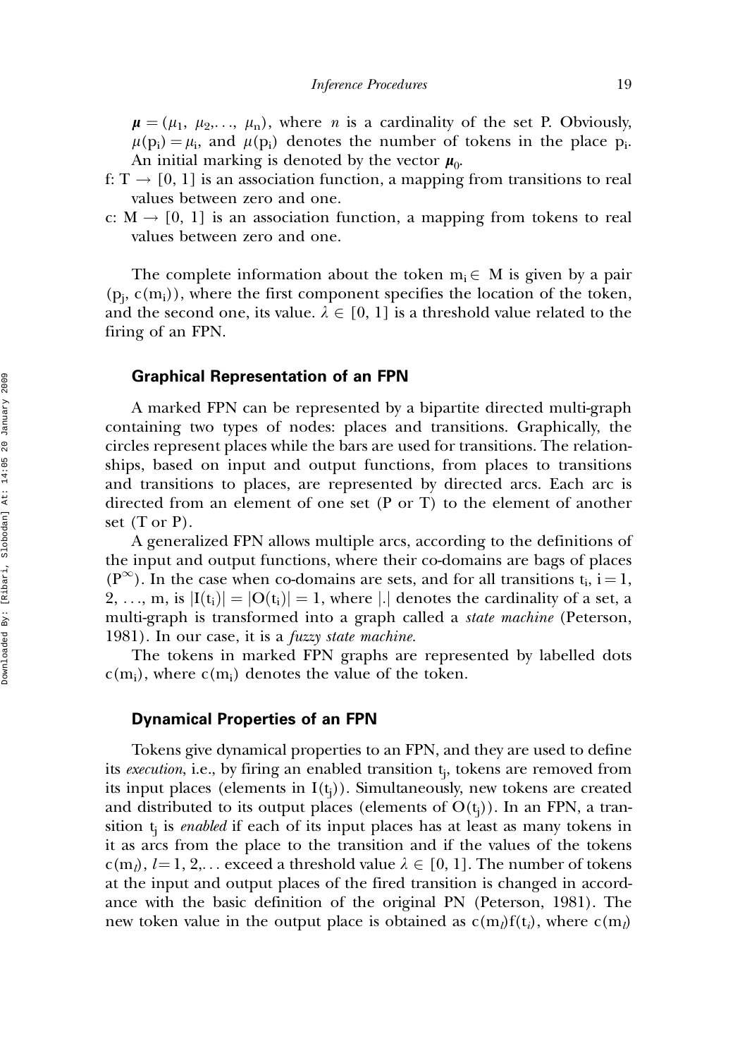$\boldsymbol{\mu} = (\mu_1, \mu_2, \ldots, \mu_n)$, where $n$ is a cardinality of the set P. Obviously, $\mu(p_i) = \mu_i$, and $\mu(p_i)$ denotes the number of tokens in the place $p_i$. An initial marking is denoted by the vector $\boldsymbol{\mu}_0$.

f: $T \rightarrow [0, 1]$ is an association function, a mapping from transitions to real values between zero and one.

c: $M \rightarrow [0, 1]$ is an association function, a mapping from tokens to real values between zero and one.

The complete information about the token $m_i \in M$ is given by a pair $(p_j, c(m_i))$, where the first component specifies the location of the token, and the second one, its value. $\lambda \in [0, 1]$ is a threshold value related to the firing of an FPN.

### Graphical Representation of an FPN

A marked FPN can be represented by a bipartite directed multi-graph containing two types of nodes: places and transitions. Graphically, the circles represent places while the bars are used for transitions. The relationships, based on input and output functions, from places to transitions and transitions to places, are represented by directed arcs. Each arc is directed from an element of one set (P or T) to the element of another set (T or P).

A generalized FPN allows multiple arcs, according to the definitions of the input and output functions, where their co-domains are bags of places $(P^{\infty})$. In the case when co-domains are sets, and for all transitions $t_i$, $i = 1, 2, \ldots, m$, is $|I(t_i)| = |O(t_i)| = 1$, where $|.|$ denotes the cardinality of a set, a multi-graph is transformed into a graph called a *state machine* (Peterson, 1981). In our case, it is a *fuzzy state machine*.

The tokens in marked FPN graphs are represented by labelled dots $c(m_i)$, where $c(m_i)$ denotes the value of the token.

### Dynamical Properties of an FPN

Tokens give dynamical properties to an FPN, and they are used to define its *execution*, i.e., by firing an enabled transition $t_j$, tokens are removed from its input places (elements in $I(t_j)$). Simultaneously, new tokens are created and distributed to its output places (elements of $O(t_j)$). In an FPN, a transition $t_j$ is *enabled* if each of its input places has at least as many tokens in it as arcs from the place to the transition and if the values of the tokens $c(m_l)$, $l = 1, 2, \ldots$ exceed a threshold value $\lambda \in [0, 1]$. The number of tokens at the input and output places of the fired transition is changed in accordance with the basic definition of the original PN (Peterson, 1981). The new token value in the output place is obtained as $c(m_l)f(t_i)$, where $c(m_l)$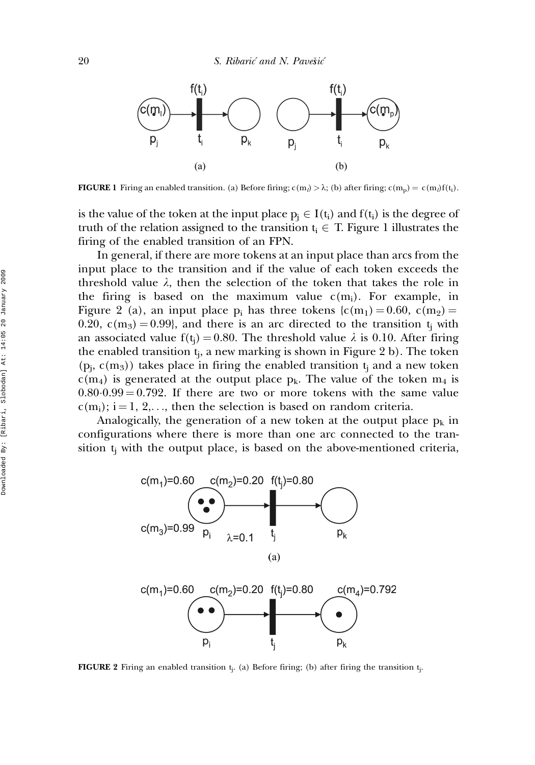**FIGURE 1** Firing an enabled transition. (a) Before firing; $c(m_l) > \lambda$; (b) after firing; $c(m_p) = c(m_l)f(t_i)$.

is the value of the token at the input place $p_j \in I(t_i)$ and $f(t_i)$ is the degree of truth of the relation assigned to the transition $t_i \in T$. Figure 1 illustrates the firing of the enabled transition of an FPN.

In general, if there are more tokens at an input place than arcs from the input place to the transition and if the value of each token exceeds the threshold value $\lambda$, then the selection of the token that takes the role in the firing is based on the maximum value $c(m_i)$. For example, in Figure 2 (a), an input place $p_i$ has three tokens $\{c(m_1) = 0.60,\ c(m_2) = 0.20,\ c(m_3) = 0.99\}$, and there is an arc directed to the transition $t_j$ with an associated value $f(t_j) = 0.80$. The threshold value $\lambda$ is 0.10. After firing the enabled transition $t_j$, a new marking is shown in Figure 2 b). The token $(p_j,\ c(m_3))$ takes place in firing the enabled transition $t_j$ and a new token $c(m_4)$ is generated at the output place $p_k$. The value of the token $m_4$ is $0.80 \cdot 0.99 = 0.792$. If there are two or more tokens with the same value $c(m_i)$; $i = 1, 2, \ldots$, then the selection is based on random criteria.

Analogically, the generation of a new token at the output place $p_k$ in configurations where there is more than one arc connected to the transition $t_j$ with the output place, is based on the above-mentioned criteria,

**FIGURE 2** Firing an enabled transition $t_j$. (a) Before firing; (b) after firing the transition $t_j$.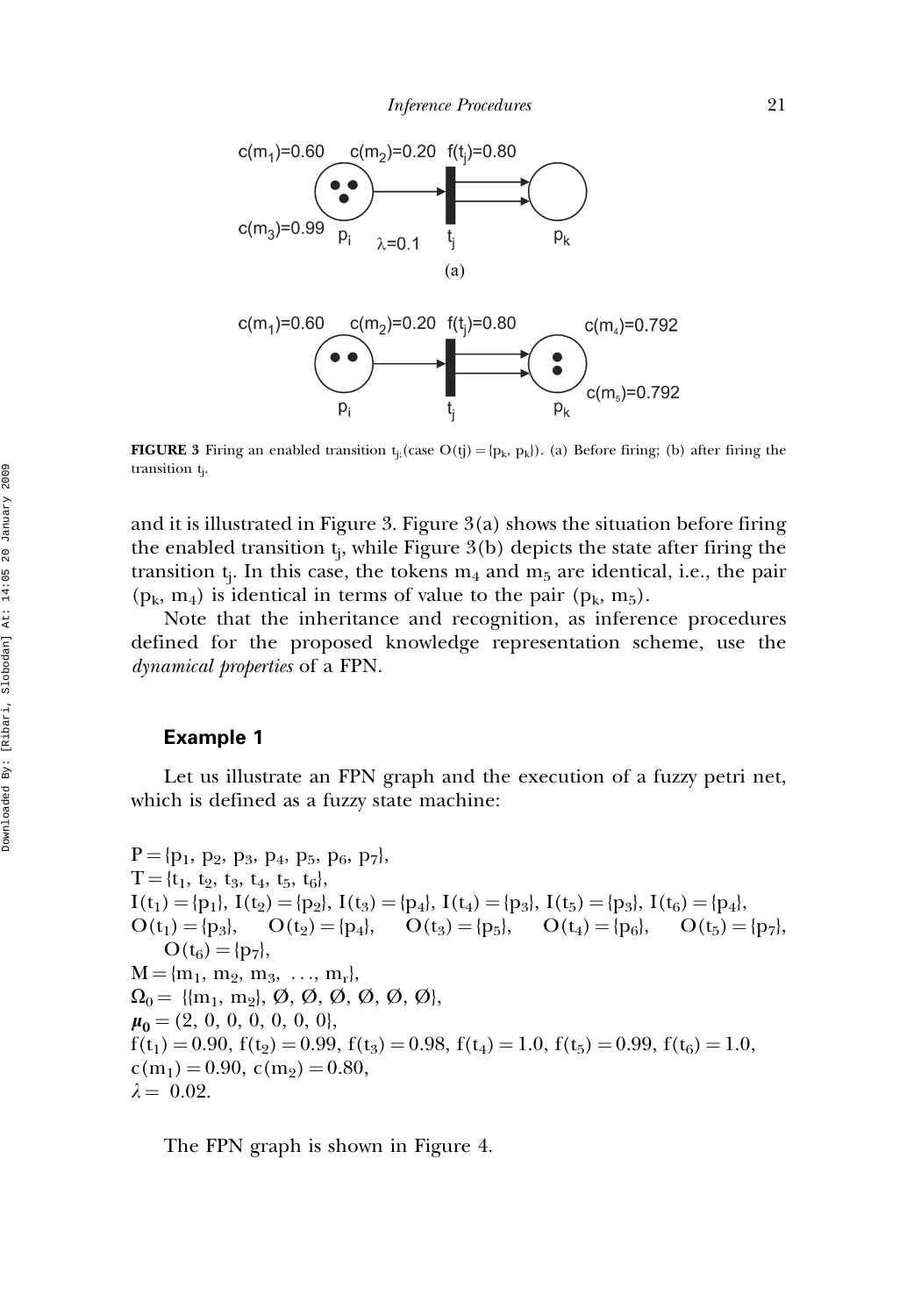FIGURE 3 Firing an enabled transition $t_j$; (case $O(tj) = \{p_k, p_k\}$). (a) Before firing; (b) after firing the transition $t_j$.

and it is illustrated in Figure 3. Figure 3(a) shows the situation before firing the enabled transition $t_j$, while Figure 3(b) depicts the state after firing the transition $t_j$. In this case, the tokens $m_4$ and $m_5$ are identical, i.e., the pair $(p_k, m_4)$ is identical in terms of value to the pair $(p_k, m_5)$.

Note that the inheritance and recognition, as inference procedures defined for the proposed knowledge representation scheme, use the *dynamical properties* of a FPN.

### Example 1

Let us illustrate an FPN graph and the execution of a fuzzy petri net, which is defined as a fuzzy state machine:

$P = \{p_1, p_2, p_3, p_4, p_5, p_6, p_7\}$,
$T = \{t_1, t_2, t_3, t_4, t_5, t_6\}$,
$I(t_1) = \{p_1\}$, $I(t_2) = \{p_2\}$, $I(t_3) = \{p_4\}$, $I(t_4) = \{p_3\}$, $I(t_5) = \{p_3\}$, $I(t_6) = \{p_4\}$,
$O(t_1) = \{p_3\}$, $O(t_2) = \{p_4\}$, $O(t_3) = \{p_5\}$, $O(t_4) = \{p_6\}$, $O(t_5) = \{p_7\}$, $O(t_6) = \{p_7\}$,
$M = \{m_1, m_2, m_3, \ldots, m_r\}$,
$\Omega_0 = \{\{m_1, m_2\}, \emptyset, \emptyset, \emptyset, \emptyset, \emptyset, \emptyset\}$,
$\boldsymbol{\mu_0} = (2, 0, 0, 0, 0, 0, 0)$,
$f(t_1) = 0.90$, $f(t_2) = 0.99$, $f(t_3) = 0.98$, $f(t_4) = 1.0$, $f(t_5) = 0.99$, $f(t_6) = 1.0$,
$c(m_1) = 0.90$, $c(m_2) = 0.80$,
$\lambda = 0.02$.

The FPN graph is shown in Figure 4.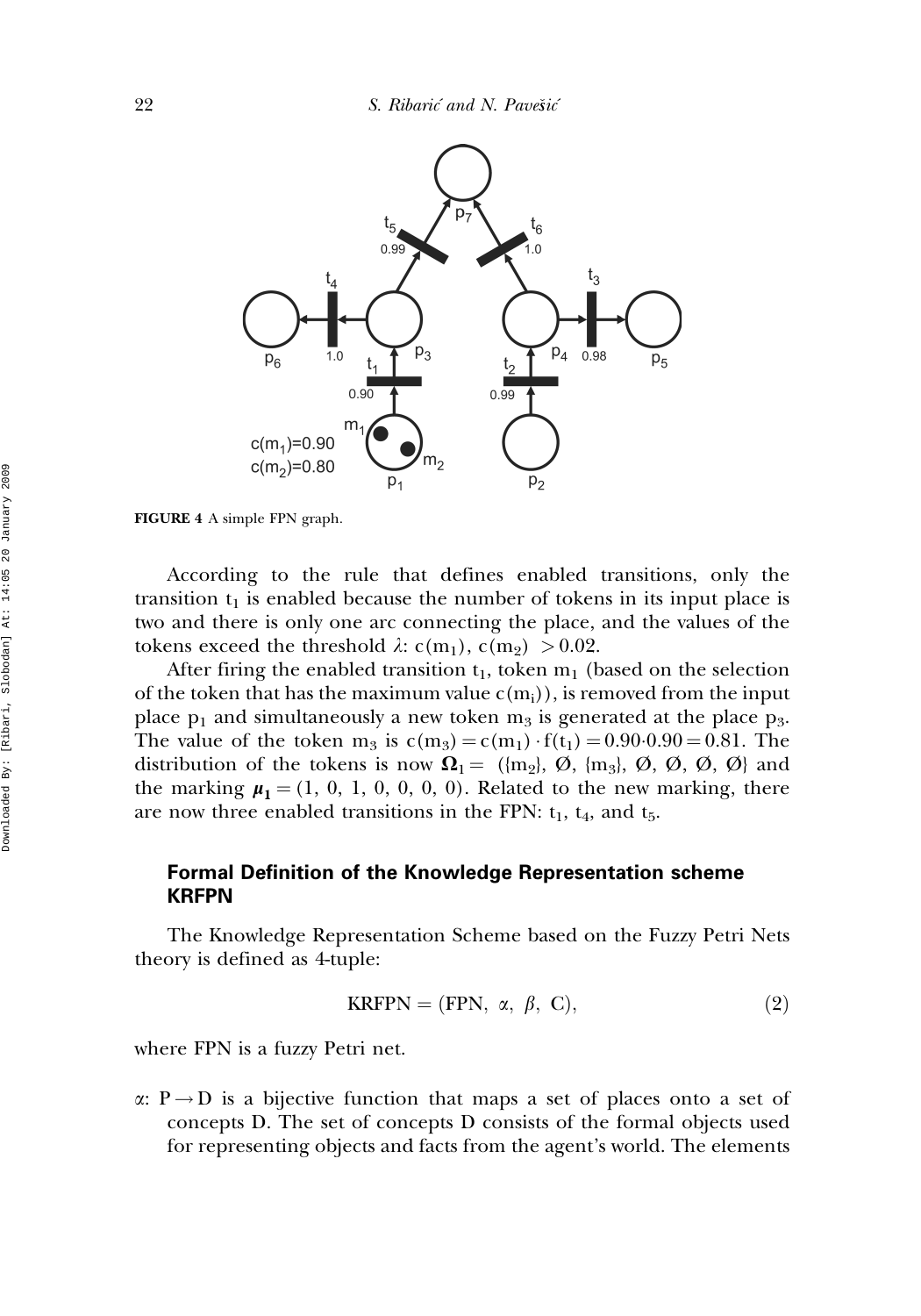**FIGURE 4** A simple FPN graph.

According to the rule that defines enabled transitions, only the transition $t_1$ is enabled because the number of tokens in its input place is two and there is only one arc connecting the place, and the values of the tokens exceed the threshold $\lambda$: $c(m_1)$, $c(m_2) > 0.02$.

After firing the enabled transition $t_1$, token $m_1$ (based on the selection of the token that has the maximum value $c(m_i)$), is removed from the input place $p_1$ and simultaneously a new token $m_3$ is generated at the place $p_3$. The value of the token $m_3$ is $c(m_3) = c(m_1) \cdot f(t_1) = 0.90 \cdot 0.90 = 0.81$. The distribution of the tokens is now $\mathbf{\Omega}_1 = (\{m_2\}, \emptyset, \{m_3\}, \emptyset, \emptyset, \emptyset, \emptyset)$ and the marking $\boldsymbol{\mu}_1 = (1, 0, 1, 0, 0, 0, 0)$. Related to the new marking, there are now three enabled transitions in the FPN: $t_1$, $t_4$, and $t_5$.

## Formal Definition of the Knowledge Representation scheme KRFPN

The Knowledge Representation Scheme based on the Fuzzy Petri Nets theory is defined as 4-tuple:

$$\text{KRFPN} = (\text{FPN}, \ \alpha, \ \beta, \ \text{C}), \tag{2}$$

where FPN is a fuzzy Petri net.

$\alpha$: $P \rightarrow D$ is a bijective function that maps a set of places onto a set of concepts D. The set of concepts D consists of the formal objects used for representing objects and facts from the agent's world. The elements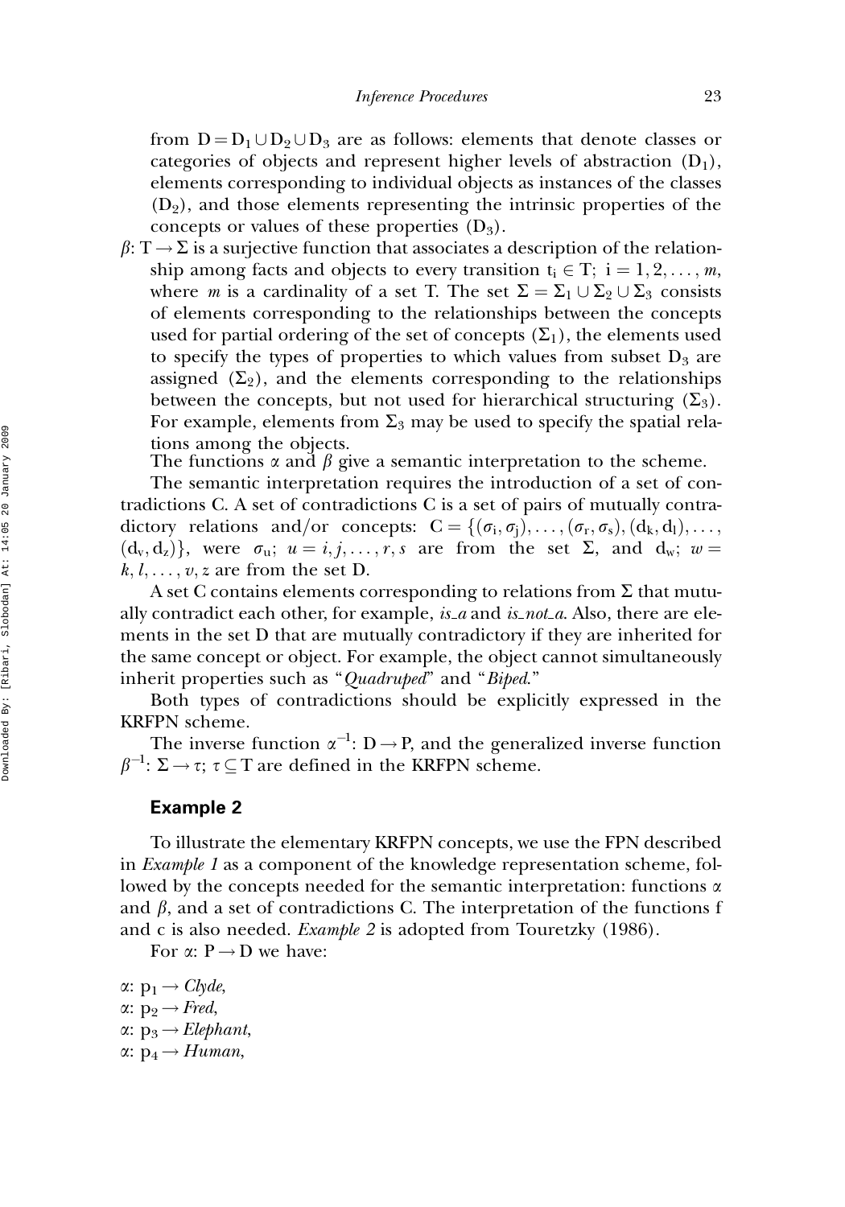from $D = D_1 \cup D_2 \cup D_3$ are as follows: elements that denote classes or categories of objects and represent higher levels of abstraction ($D_1$), elements corresponding to individual objects as instances of the classes ($D_2$), and those elements representing the intrinsic properties of the concepts or values of these properties ($D_3$).

$\beta$: $T \rightarrow \Sigma$ is a surjective function that associates a description of the relationship among facts and objects to every transition $t_i \in T;\ i = 1, 2, \ldots, m$, where $m$ is a cardinality of a set T. The set $\Sigma = \Sigma_1 \cup \Sigma_2 \cup \Sigma_3$ consists of elements corresponding to the relationships between the concepts used for partial ordering of the set of concepts ($\Sigma_1$), the elements used to specify the types of properties to which values from subset $D_3$ are assigned ($\Sigma_2$), and the elements corresponding to the relationships between the concepts, but not used for hierarchical structuring ($\Sigma_3$). For example, elements from $\Sigma_3$ may be used to specify the spatial relations among the objects.

The functions $\alpha$ and $\beta$ give a semantic interpretation to the scheme.

The semantic interpretation requires the introduction of a set of contradictions C. A set of contradictions C is a set of pairs of mutually contradictory relations and/or concepts: $C = \{(\sigma_i, \sigma_j), \ldots, (\sigma_r, \sigma_s), (d_k, d_l), \ldots, (d_v, d_z)\}$, were $\sigma_u;\ u = i, j, \ldots, r, s$ are from the set $\Sigma$, and $d_w;\ w = k, l, \ldots, v, z$ are from the set D.

A set C contains elements corresponding to relations from $\Sigma$ that mutually contradict each other, for example, *is_a* and *is_not_a*. Also, there are elements in the set D that are mutually contradictory if they are inherited for the same concept or object. For example, the object cannot simultaneously inherit properties such as "*Quadruped*" and "*Biped*."

Both types of contradictions should be explicitly expressed in the KRFPN scheme.

The inverse function $\alpha^{-1}$: $D \rightarrow P$, and the generalized inverse function $\beta^{-1}$: $\Sigma \rightarrow \tau;\ \tau \subseteq T$ are defined in the KRFPN scheme.

### Example 2

To illustrate the elementary KRFPN concepts, we use the FPN described in *Example 1* as a component of the knowledge representation scheme, followed by the concepts needed for the semantic interpretation: functions $\alpha$ and $\beta$, and a set of contradictions C. The interpretation of the functions f and c is also needed. *Example 2* is adopted from Touretzky (1986).

For $\alpha$: $P \rightarrow D$ we have:

$\alpha$: $p_1 \rightarrow$ *Clyde*,  
$\alpha$: $p_2 \rightarrow$ *Fred*,  
$\alpha$: $p_3 \rightarrow$ *Elephant*,  
$\alpha$: $p_4 \rightarrow$ *Human*,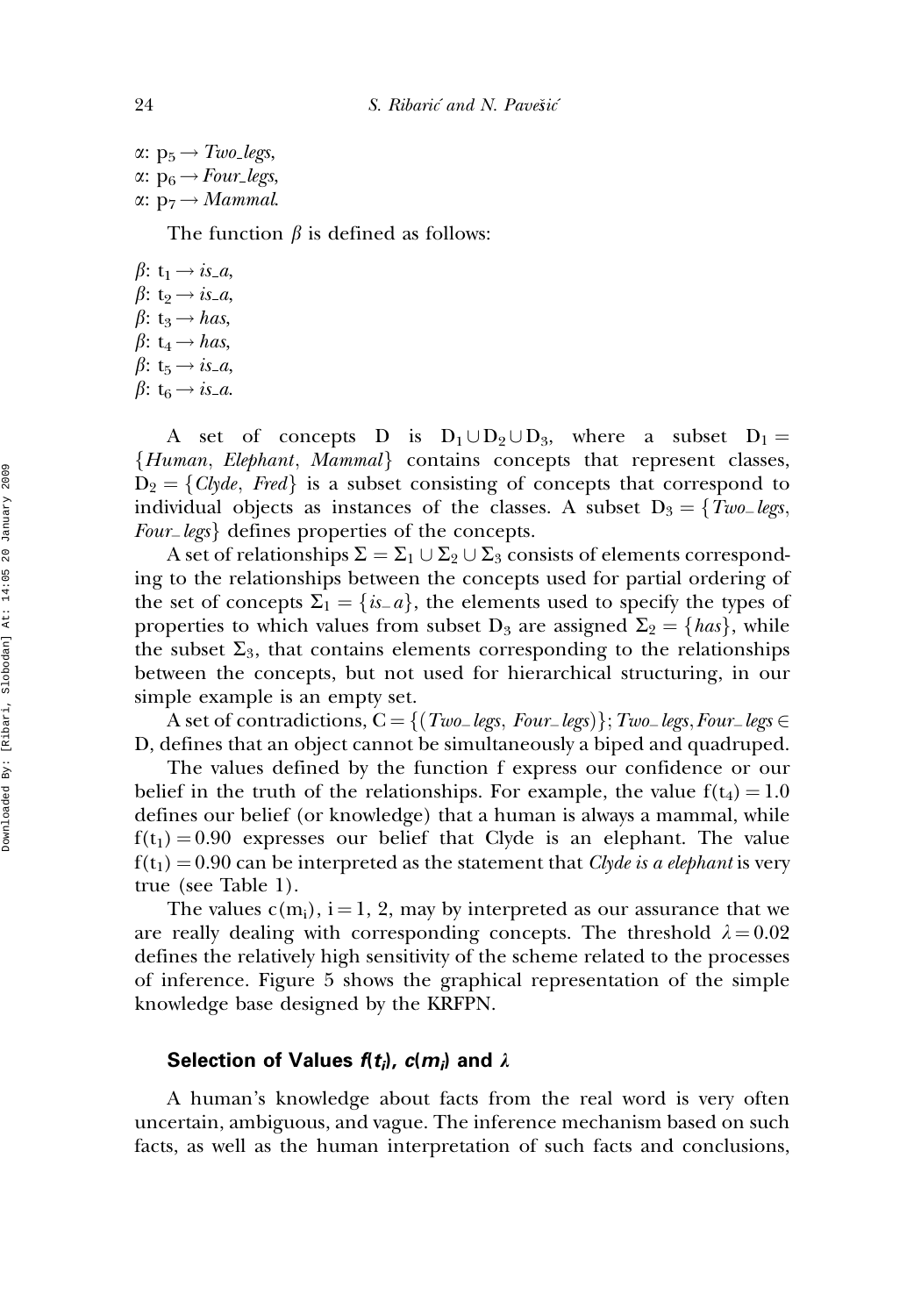$\alpha$: $p_5 \rightarrow$ *Two_legs*,
$\alpha$: $p_6 \rightarrow$ *Four_legs*,
$\alpha$: $p_7 \rightarrow$ *Mammal*.

The function $\beta$ is defined as follows:

$\beta$: $t_1 \rightarrow$ *is_a*,
$\beta$: $t_2 \rightarrow$ *is_a*,
$\beta$: $t_3 \rightarrow$ *has*,
$\beta$: $t_4 \rightarrow$ *has*,
$\beta$: $t_5 \rightarrow$ *is_a*,
$\beta$: $t_6 \rightarrow$ *is_a*.

A set of concepts D is $D_1 \cup D_2 \cup D_3$, where a subset $D_1 = \{Human, Elephant, Mammal\}$ contains concepts that represent classes, $D_2 = \{Clyde, Fred\}$ is a subset consisting of concepts that correspond to individual objects as instances of the classes. A subset $D_3 = \{Two\_legs, Four\_legs\}$ defines properties of the concepts.

A set of relationships $\Sigma = \Sigma_1 \cup \Sigma_2 \cup \Sigma_3$ consists of elements corresponding to the relationships between the concepts used for partial ordering of the set of concepts $\Sigma_1 = \{is\_a\}$, the elements used to specify the types of properties to which values from subset $D_3$ are assigned $\Sigma_2 = \{has\}$, while the subset $\Sigma_3$, that contains elements corresponding to the relationships between the concepts, but not used for hierarchical structuring, in our simple example is an empty set.

A set of contradictions, $C = \{(Two\_legs, Four\_legs)\}; Two\_legs, Four\_legs \in D$, defines that an object cannot be simultaneously a biped and quadruped.

The values defined by the function f express our confidence or our belief in the truth of the relationships. For example, the value $f(t_4) = 1.0$ defines our belief (or knowledge) that a human is always a mammal, while $f(t_1) = 0.90$ expresses our belief that Clyde is an elephant. The value $f(t_1) = 0.90$ can be interpreted as the statement that *Clyde is a elephant* is very true (see Table 1).

The values $c(m_i)$, $i = 1, 2$, may by interpreted as our assurance that we are really dealing with corresponding concepts. The threshold $\lambda = 0.02$ defines the relatively high sensitivity of the scheme related to the processes of inference. Figure 5 shows the graphical representation of the simple knowledge base designed by the KRFPN.

## Selection of Values $f(t_i)$, $c(m_i)$ and $\lambda$

A human's knowledge about facts from the real word is very often uncertain, ambiguous, and vague. The inference mechanism based on such facts, as well as the human interpretation of such facts and conclusions,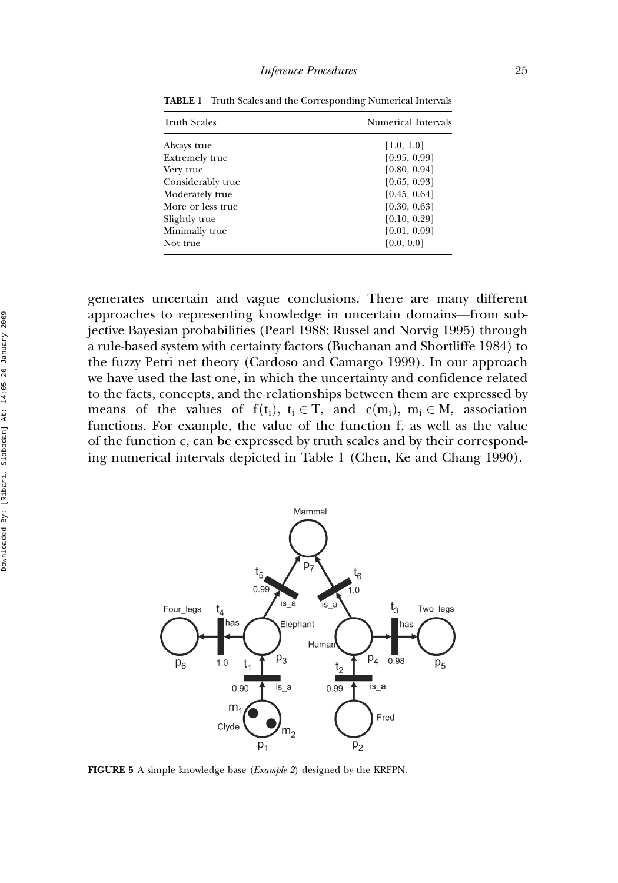**TABLE 1** Truth Scales and the Corresponding Numerical Intervals

| Truth Scales | Numerical Intervals |
|---|---|
| Always true | [1.0, 1.0] |
| Extremely true | [0.95, 0.99] |
| Very true | [0.80, 0.94] |
| Considerably true | [0.65, 0.93] |
| Moderately true | [0.45, 0.64] |
| More or less true | [0.30, 0.63] |
| Slightly true | [0.10, 0.29] |
| Minimally true | [0.01, 0.09] |
| Not true | [0.0, 0.0] |

generates uncertain and vague conclusions. There are many different approaches to representing knowledge in uncertain domains—from subjective Bayesian probabilities (Pearl 1988; Russel and Norvig 1995) through a rule-based system with certainty factors (Buchanan and Shortliffe 1984) to the fuzzy Petri net theory (Cardoso and Camargo 1999). In our approach we have used the last one, in which the uncertainty and confidence related to the facts, concepts, and the relationships between them are expressed by means of the values of $f(t_i)$, $t_i \in T$, and $c(m_i)$, $m_i \in M$, association functions. For example, the value of the function f, as well as the value of the function c, can be expressed by truth scales and by their corresponding numerical intervals depicted in Table 1 (Chen, Ke and Chang 1990).

**FIGURE 5** A simple knowledge base (*Example 2*) designed by the KRFPN.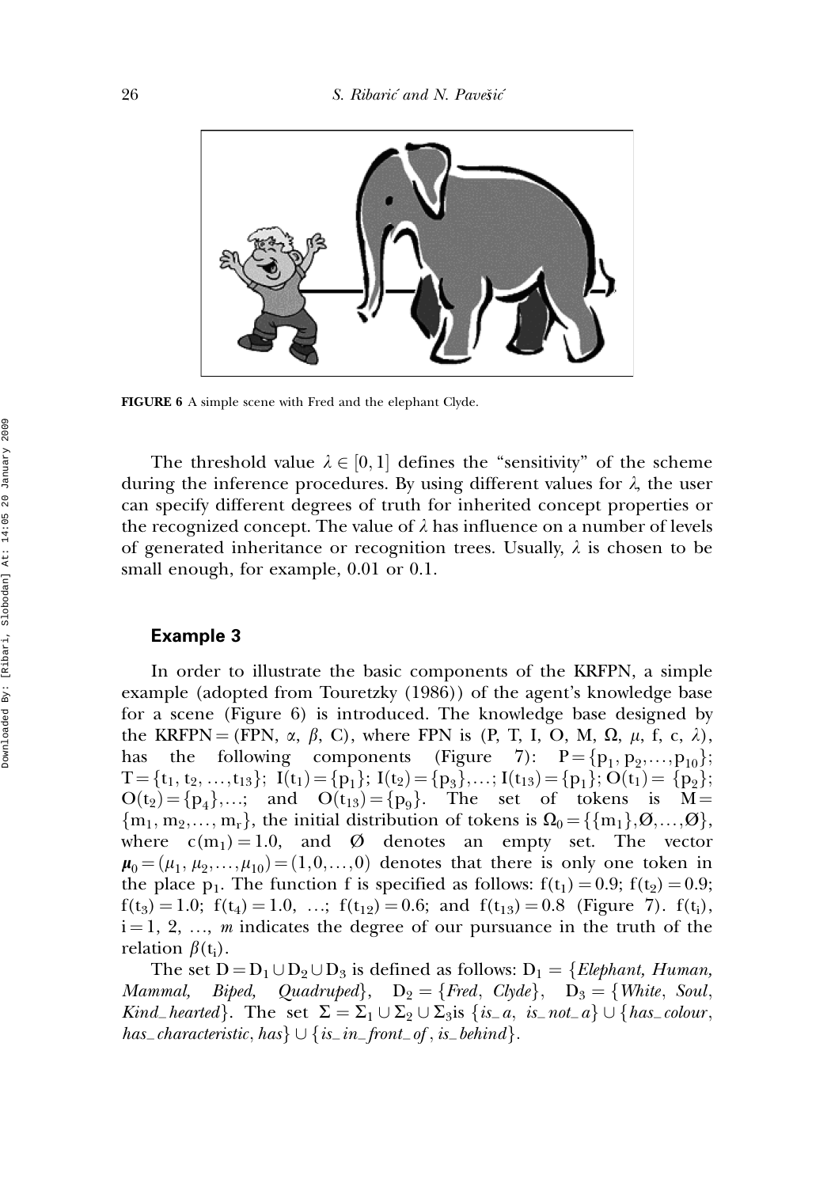FIGURE 6 A simple scene with Fred and the elephant Clyde.

The threshold value $\lambda \in [0, 1]$ defines the "sensitivity" of the scheme during the inference procedures. By using different values for $\lambda$, the user can specify different degrees of truth for inherited concept properties or the recognized concept. The value of $\lambda$ has influence on a number of levels of generated inheritance or recognition trees. Usually, $\lambda$ is chosen to be small enough, for example, 0.01 or 0.1.

### Example 3

In order to illustrate the basic components of the KRFPN, a simple example (adopted from Touretzky (1986)) of the agent's knowledge base for a scene (Figure 6) is introduced. The knowledge base designed by the KRFPN = (FPN, $\alpha$, $\beta$, C), where FPN is (P, T, I, O, M, $\Omega$, $\mu$, f, c, $\lambda$), has the following components (Figure 7): $P = \{p_1, p_2, \ldots, p_{10}\}$; $T = \{t_1, t_2, \ldots, t_{13}\}$; $I(t_1) = \{p_1\}$; $I(t_2) = \{p_3\}, \ldots$; $I(t_{13}) = \{p_1\}$; $O(t_1) = \{p_2\}$; $O(t_2) = \{p_4\}, \ldots$; and $O(t_{13}) = \{p_9\}$. The set of tokens is $M = \{m_1, m_2, \ldots, m_r\}$, the initial distribution of tokens is $\Omega_0 = \{\{m_1\}, \emptyset, \ldots, \emptyset\}$, where $c(m_1) = 1.0$, and $\emptyset$ denotes an empty set. The vector $\boldsymbol{\mu}_0 = (\mu_1, \mu_2, \ldots, \mu_{10}) = (1, 0, \ldots, 0)$ denotes that there is only one token in the place $p_1$. The function f is specified as follows: $f(t_1) = 0.9$; $f(t_2) = 0.9$; $f(t_3) = 1.0$; $f(t_4) = 1.0$, ...; $f(t_{12}) = 0.6$; and $f(t_{13}) = 0.8$ (Figure 7). $f(t_i)$, $i = 1, 2, \ldots, m$ indicates the degree of our pursuance in the truth of the relation $\beta(t_i)$.

The set $D = D_1 \cup D_2 \cup D_3$ is defined as follows: $D_1 = \{$*Elephant, Human, Mammal, Biped, Quadruped*$\}$, $D_2 = \{$*Fred*, *Clyde*$\}$, $D_3 = \{$*White*, *Soul*, *Kind_hearted*$\}$. The set $\Sigma = \Sigma_1 \cup \Sigma_2 \cup \Sigma_3$is $\{$*is_a*, *is_not_a*$\} \cup \{$*has_colour*, *has_characteristic*, *has*$\} \cup \{$*is_in_front_of*, *is_behind*$\}$.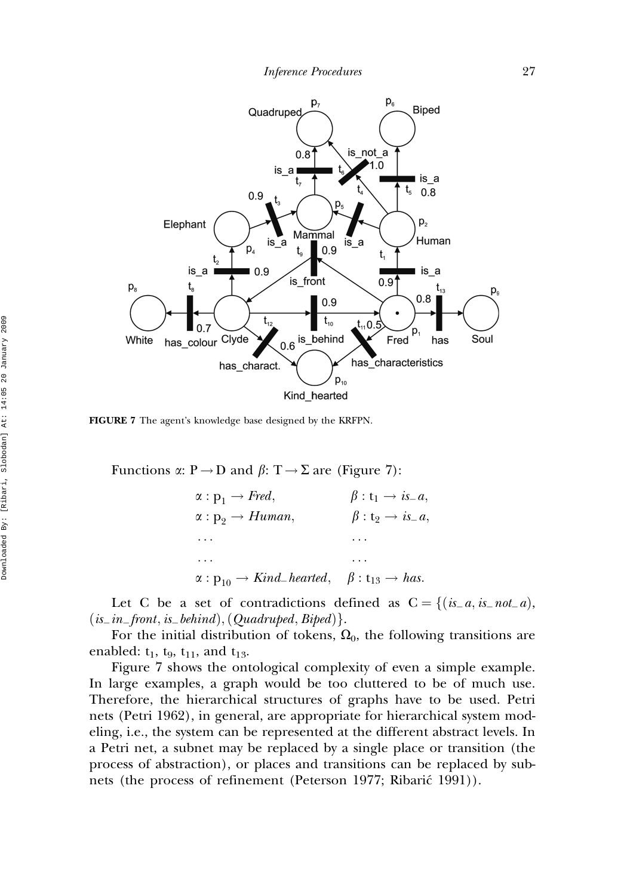FIGURE 7 The agent's knowledge base designed by the KRFPN.

Functions $\alpha$: P $\rightarrow$ D and $\beta$: T $\rightarrow$ $\Sigma$ are (Figure 7):

$$
\begin{array}{ll}
\alpha : p_1 \rightarrow \textit{Fred}, & \beta : t_1 \rightarrow \textit{is\_a}, \\
\alpha : p_2 \rightarrow \textit{Human}, & \beta : t_2 \rightarrow \textit{is\_a}, \\
\ldots & \ldots \\
\ldots & \ldots \\
\alpha : p_{10} \rightarrow \textit{Kind\_hearted}, & \beta : t_{13} \rightarrow \textit{has}.
\end{array}
$$

Let C be a set of contradictions defined as $C = \{(\textit{is\_a}, \textit{is\_not\_a}), (\textit{is\_in\_front}, \textit{is\_behind}), (\textit{Quadruped}, \textit{Biped})\}$.

For the initial distribution of tokens, $\Omega_0$, the following transitions are enabled: $t_1$, $t_9$, $t_{11}$, and $t_{13}$.

Figure 7 shows the ontological complexity of even a simple example. In large examples, a graph would be too cluttered to be of much use. Therefore, the hierarchical structures of graphs have to be used. Petri nets (Petri 1962), in general, are appropriate for hierarchical system modeling, i.e., the system can be represented at the different abstract levels. In a Petri net, a subnet may be replaced by a single place or transition (the process of abstraction), or places and transitions can be replaced by subnets (the process of refinement (Peterson 1977; Ribarić 1991)).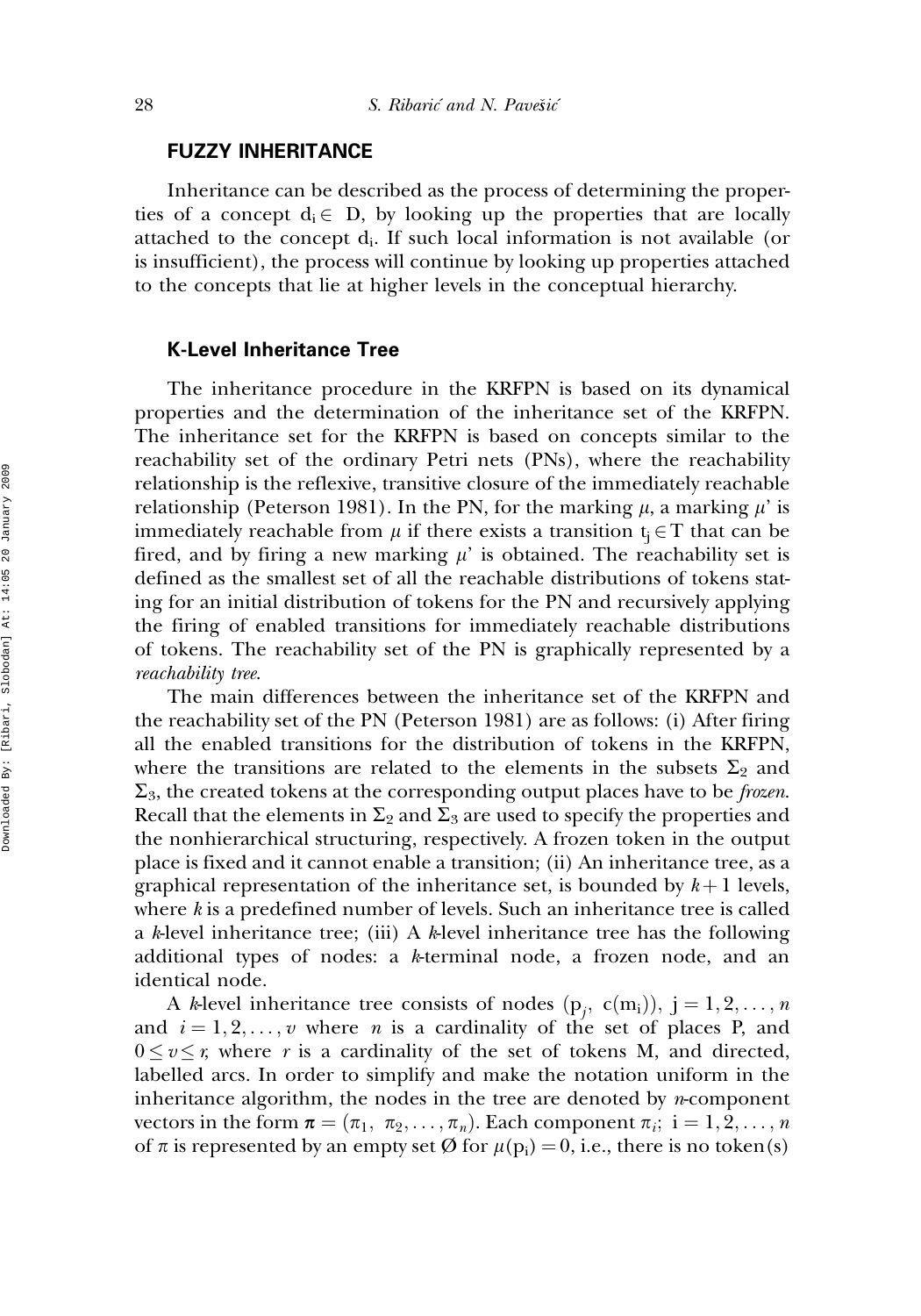## FUZZY INHERITANCE

Inheritance can be described as the process of determining the properties of a concept $d_i \in D$, by looking up the properties that are locally attached to the concept $d_i$. If such local information is not available (or is insufficient), the process will continue by looking up properties attached to the concepts that lie at higher levels in the conceptual hierarchy.

### K-Level Inheritance Tree

The inheritance procedure in the KRFPN is based on its dynamical properties and the determination of the inheritance set of the KRFPN. The inheritance set for the KRFPN is based on concepts similar to the reachability set of the ordinary Petri nets (PNs), where the reachability relationship is the reflexive, transitive closure of the immediately reachable relationship (Peterson 1981). In the PN, for the marking $\mu$, a marking $\mu'$ is immediately reachable from $\mu$ if there exists a transition $t_j \in T$ that can be fired, and by firing a new marking $\mu'$ is obtained. The reachability set is defined as the smallest set of all the reachable distributions of tokens stating for an initial distribution of tokens for the PN and recursively applying the firing of enabled transitions for immediately reachable distributions of tokens. The reachability set of the PN is graphically represented by a *reachability tree*.

The main differences between the inheritance set of the KRFPN and the reachability set of the PN (Peterson 1981) are as follows: (i) After firing all the enabled transitions for the distribution of tokens in the KRFPN, where the transitions are related to the elements in the subsets $\Sigma_2$ and $\Sigma_3$, the created tokens at the corresponding output places have to be *frozen*. Recall that the elements in $\Sigma_2$ and $\Sigma_3$ are used to specify the properties and the nonhierarchical structuring, respectively. A frozen token in the output place is fixed and it cannot enable a transition; (ii) An inheritance tree, as a graphical representation of the inheritance set, is bounded by $k+1$ levels, where $k$ is a predefined number of levels. Such an inheritance tree is called a $k$-level inheritance tree; (iii) A $k$-level inheritance tree has the following additional types of nodes: a $k$-terminal node, a frozen node, and an identical node.

A $k$-level inheritance tree consists of nodes $(p_j,\ c(m_i))$, $j = 1, 2, \ldots, n$ and $i = 1, 2, \ldots, v$ where $n$ is a cardinality of the set of places P, and $0 \le v \le r$, where $r$ is a cardinality of the set of tokens M, and directed, labelled arcs. In order to simplify and make the notation uniform in the inheritance algorithm, the nodes in the tree are denoted by $n$-component vectors in the form $\boldsymbol{\pi} = (\pi_1,\ \pi_2, \ldots, \pi_n)$. Each component $\pi_i;\ i = 1, 2, \ldots, n$ of $\pi$ is represented by an empty set $\emptyset$ for $\mu(p_i) = 0$, i.e., there is no token(s)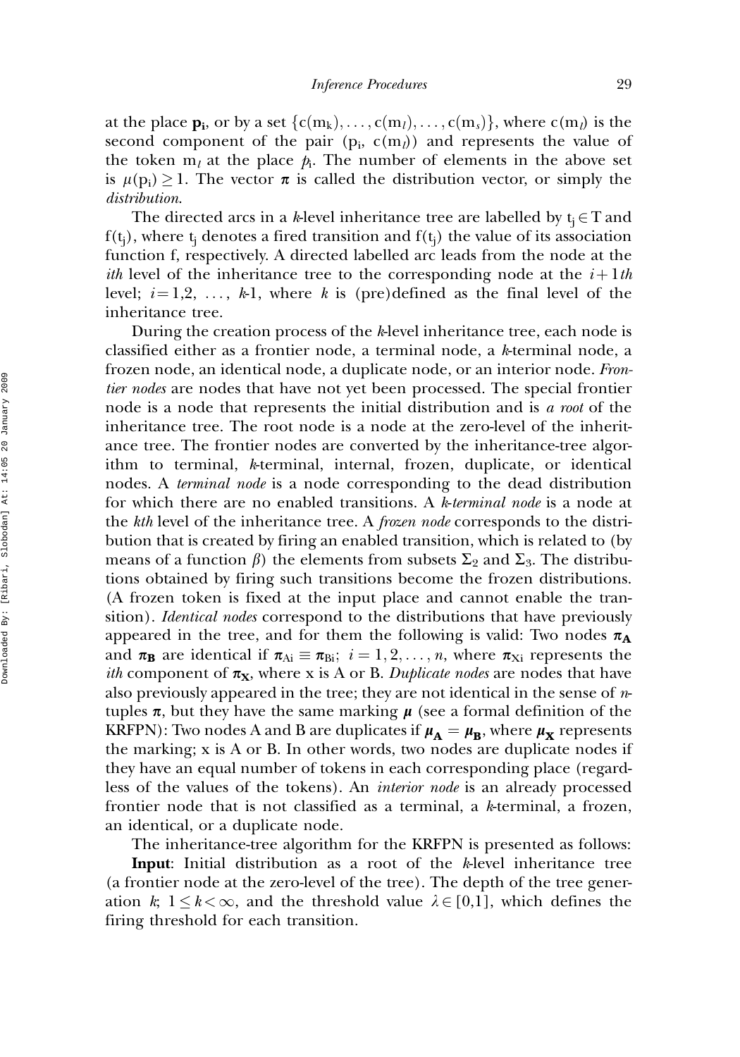at the place $\mathbf{p_i}$, or by a set $\{c(m_k), \ldots, c(m_l), \ldots, c(m_s)\}$, where $c(m_l)$ is the second component of the pair $(p_i, c(m_l))$ and represents the value of the token $m_l$ at the place $p_i$. The number of elements in the above set is $\mu(p_i) \geq 1$. The vector $\boldsymbol{\pi}$ is called the distribution vector, or simply the *distribution*.

The directed arcs in a *k*-level inheritance tree are labelled by $t_j \in T$ and $f(t_j)$, where $t_j$ denotes a fired transition and $f(t_j)$ the value of its association function f, respectively. A directed labelled arc leads from the node at the *ith* level of the inheritance tree to the corresponding node at the $i+1th$ level; $i = 1, 2, \ldots, k\text{-}1$, where $k$ is (pre)defined as the final level of the inheritance tree.

During the creation process of the *k*-level inheritance tree, each node is classified either as a frontier node, a terminal node, a *k*-terminal node, a frozen node, an identical node, a duplicate node, or an interior node. *Frontier nodes* are nodes that have not yet been processed. The special frontier node is a node that represents the initial distribution and is *a root* of the inheritance tree. The root node is a node at the zero-level of the inheritance tree. The frontier nodes are converted by the inheritance-tree algorithm to terminal, *k*-terminal, internal, frozen, duplicate, or identical nodes. A *terminal node* is a node corresponding to the dead distribution for which there are no enabled transitions. A *k-terminal node* is a node at the *kth* level of the inheritance tree. A *frozen node* corresponds to the distribution that is created by firing an enabled transition, which is related to (by means of a function $\beta$) the elements from subsets $\Sigma_2$ and $\Sigma_3$. The distributions obtained by firing such transitions become the frozen distributions. (A frozen token is fixed at the input place and cannot enable the transition). *Identical nodes* correspond to the distributions that have previously appeared in the tree, and for them the following is valid: Two nodes $\boldsymbol{\pi_A}$ and $\boldsymbol{\pi_B}$ are identical if $\boldsymbol{\pi}_{Ai} \equiv \boldsymbol{\pi}_{Bi}$; $i = 1, 2, \ldots, n$, where $\boldsymbol{\pi}_{Xi}$ represents the *ith* component of $\boldsymbol{\pi_X}$, where x is A or B. *Duplicate nodes* are nodes that have also previously appeared in the tree; they are not identical in the sense of *n*-tuples $\boldsymbol{\pi}$, but they have the same marking $\boldsymbol{\mu}$ (see a formal definition of the KRFPN): Two nodes A and B are duplicates if $\boldsymbol{\mu_A} = \boldsymbol{\mu_B}$, where $\boldsymbol{\mu_X}$ represents the marking; x is A or B. In other words, two nodes are duplicate nodes if they have an equal number of tokens in each corresponding place (regardless of the values of the tokens). An *interior node* is an already processed frontier node that is not classified as a terminal, a *k*-terminal, a frozen, an identical, or a duplicate node.

The inheritance-tree algorithm for the KRFPN is presented as follows:

**Input**: Initial distribution as a root of the *k*-level inheritance tree (a frontier node at the zero-level of the tree). The depth of the tree generation $k$; $1 \leq k < \infty$, and the threshold value $\lambda \in [0,1]$, which defines the firing threshold for each transition.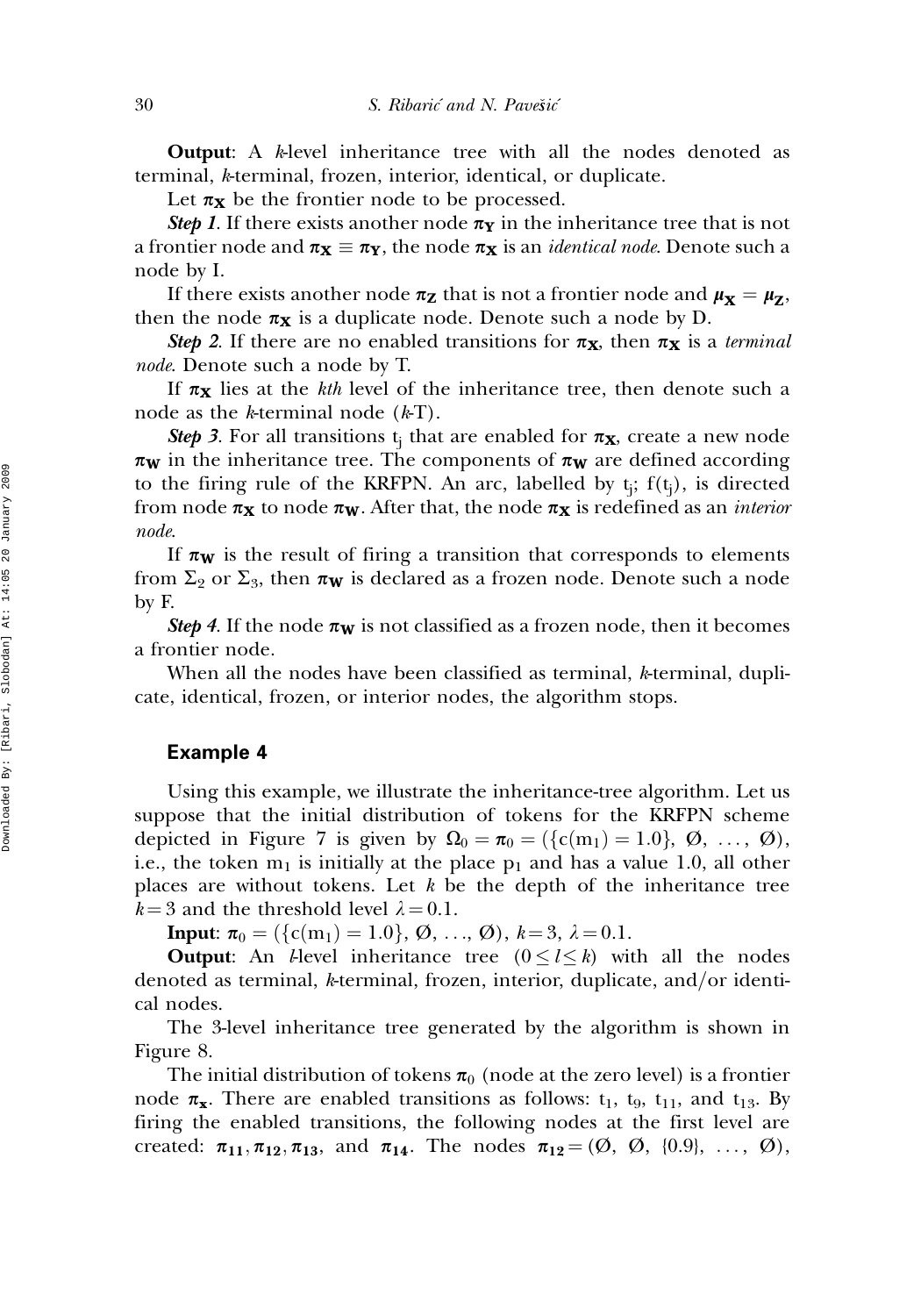**Output**: A *k*-level inheritance tree with all the nodes denoted as terminal, *k*-terminal, frozen, interior, identical, or duplicate.

Let $\boldsymbol{\pi}_{\mathbf{X}}$ be the frontier node to be processed.

***Step 1***. If there exists another node $\boldsymbol{\pi}_{\mathbf{Y}}$ in the inheritance tree that is not a frontier node and $\boldsymbol{\pi}_{\mathbf{X}} \equiv \boldsymbol{\pi}_{\mathbf{Y}}$, the node $\boldsymbol{\pi}_{\mathbf{X}}$ is an *identical node*. Denote such a node by I.

If there exists another node $\boldsymbol{\pi}_{\mathbf{Z}}$ that is not a frontier node and $\boldsymbol{\mu}_{\mathbf{X}} = \boldsymbol{\mu}_{\mathbf{Z}}$, then the node $\boldsymbol{\pi}_{\mathbf{X}}$ is a duplicate node. Denote such a node by D.

***Step 2***. If there are no enabled transitions for $\boldsymbol{\pi}_{\mathbf{X}}$, then $\boldsymbol{\pi}_{\mathbf{X}}$ is a *terminal node*. Denote such a node by T.

If $\boldsymbol{\pi}_{\mathbf{X}}$ lies at the *kth* level of the inheritance tree, then denote such a node as the *k*-terminal node (*k*-T).

***Step 3***. For all transitions $t_j$ that are enabled for $\boldsymbol{\pi}_{\mathbf{X}}$, create a new node $\boldsymbol{\pi}_{\mathbf{W}}$ in the inheritance tree. The components of $\boldsymbol{\pi}_{\mathbf{W}}$ are defined according to the firing rule of the KRFPN. An arc, labelled by $t_j$; $f(t_j)$, is directed from node $\boldsymbol{\pi}_{\mathbf{X}}$ to node $\boldsymbol{\pi}_{\mathbf{W}}$. After that, the node $\boldsymbol{\pi}_{\mathbf{X}}$ is redefined as an *interior node*.

If $\boldsymbol{\pi}_{\mathbf{W}}$ is the result of firing a transition that corresponds to elements from $\Sigma_2$ or $\Sigma_3$, then $\boldsymbol{\pi}_{\mathbf{W}}$ is declared as a frozen node. Denote such a node by F.

***Step 4***. If the node $\boldsymbol{\pi}_{\mathbf{W}}$ is not classified as a frozen node, then it becomes a frontier node.

When all the nodes have been classified as terminal, *k*-terminal, duplicate, identical, frozen, or interior nodes, the algorithm stops.

### Example 4

Using this example, we illustrate the inheritance-tree algorithm. Let us suppose that the initial distribution of tokens for the KRFPN scheme depicted in Figure 7 is given by $\Omega_0 = \boldsymbol{\pi}_0 = (\{c(m_1) = 1.0\}, \varnothing, \ldots, \varnothing)$, i.e., the token $m_1$ is initially at the place $p_1$ and has a value 1.0, all other places are without tokens. Let $k$ be the depth of the inheritance tree $k = 3$ and the threshold level $\lambda = 0.1$.

**Input**: $\boldsymbol{\pi}_0 = (\{c(m_1) = 1.0\}, \varnothing, \ldots, \varnothing)$, $k = 3$, $\lambda = 0.1$.

**Output**: An *l*-level inheritance tree $(0 \leq l \leq k)$ with all the nodes denoted as terminal, *k*-terminal, frozen, interior, duplicate, and/or identical nodes.

The 3-level inheritance tree generated by the algorithm is shown in Figure 8.

The initial distribution of tokens $\boldsymbol{\pi}_0$ (node at the zero level) is a frontier node $\boldsymbol{\pi}_{\mathbf{x}}$. There are enabled transitions as follows: $t_1$, $t_9$, $t_{11}$, and $t_{13}$. By firing the enabled transitions, the following nodes at the first level are created: $\boldsymbol{\pi}_{\mathbf{11}}, \boldsymbol{\pi}_{\mathbf{12}}, \boldsymbol{\pi}_{\mathbf{13}}$, and $\boldsymbol{\pi}_{\mathbf{14}}$. The nodes $\boldsymbol{\pi}_{\mathbf{12}} = (\varnothing, \varnothing, \{0.9\}, \ldots, \varnothing)$,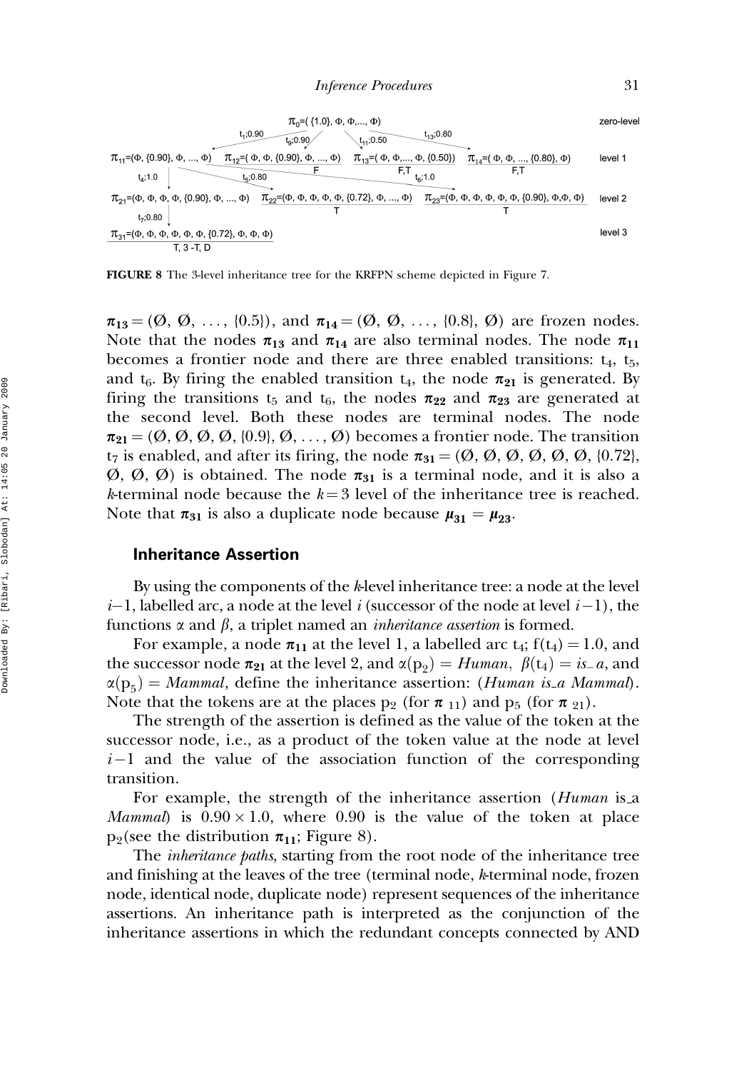FIGURE 8 The 3-level inheritance tree for the KRFPN scheme depicted in Figure 7.

$\boldsymbol{\pi_{13}} = (\emptyset, \emptyset, \ldots, \{0.5\})$, and $\boldsymbol{\pi_{14}} = (\emptyset, \emptyset, \ldots, \{0.8\}, \emptyset)$ are frozen nodes. Note that the nodes $\boldsymbol{\pi_{13}}$ and $\boldsymbol{\pi_{14}}$ are also terminal nodes. The node $\boldsymbol{\pi_{11}}$ becomes a frontier node and there are three enabled transitions: $t_4$, $t_5$, and $t_6$. By firing the enabled transition $t_4$, the node $\boldsymbol{\pi_{21}}$ is generated. By firing the transitions $t_5$ and $t_6$, the nodes $\boldsymbol{\pi_{22}}$ and $\boldsymbol{\pi_{23}}$ are generated at the second level. Both these nodes are terminal nodes. The node $\boldsymbol{\pi_{21}} = (\emptyset, \emptyset, \emptyset, \emptyset, \{0.9\}, \emptyset, \ldots, \emptyset)$ becomes a frontier node. The transition $t_7$ is enabled, and after its firing, the node $\boldsymbol{\pi_{31}} = (\emptyset, \emptyset, \emptyset, \emptyset, \emptyset, \emptyset, \{0.72\}, \emptyset, \emptyset, \emptyset)$ is obtained. The node $\boldsymbol{\pi_{31}}$ is a terminal node, and it is also a *k*-terminal node because the $k = 3$ level of the inheritance tree is reached. Note that $\boldsymbol{\pi_{31}}$ is also a duplicate node because $\boldsymbol{\mu_{31}} = \boldsymbol{\mu_{23}}$.

### Inheritance Assertion

By using the components of the *k*-level inheritance tree: a node at the level $i$–1, labelled arc, a node at the level $i$ (successor of the node at level $i-1$), the functions $\alpha$ and $\beta$, a triplet named an *inheritance assertion* is formed.

For example, a node $\boldsymbol{\pi_{11}}$ at the level 1, a labelled arc $t_4$; $f(t_4) = 1.0$, and the successor node $\boldsymbol{\pi_{21}}$ at the level 2, and $\alpha(p_2) = Human$, $\beta(t_4) = is\_a$, and $\alpha(p_5) = Mammal$, define the inheritance assertion: (*Human is_a Mammal*). Note that the tokens are at the places $p_2$ (for $\boldsymbol{\pi}_{11}$) and $p_5$ (for $\boldsymbol{\pi}_{21}$).

The strength of the assertion is defined as the value of the token at the successor node, i.e., as a product of the token value at the node at level $i-1$ and the value of the association function of the corresponding transition.

For example, the strength of the inheritance assertion (*Human* is_a *Mammal*) is $0.90 \times 1.0$, where 0.90 is the value of the token at place $p_2$(see the distribution $\boldsymbol{\pi_{11}}$; Figure 8).

The *inheritance paths*, starting from the root node of the inheritance tree and finishing at the leaves of the tree (terminal node, *k*-terminal node, frozen node, identical node, duplicate node) represent sequences of the inheritance assertions. An inheritance path is interpreted as the conjunction of the inheritance assertions in which the redundant concepts connected by AND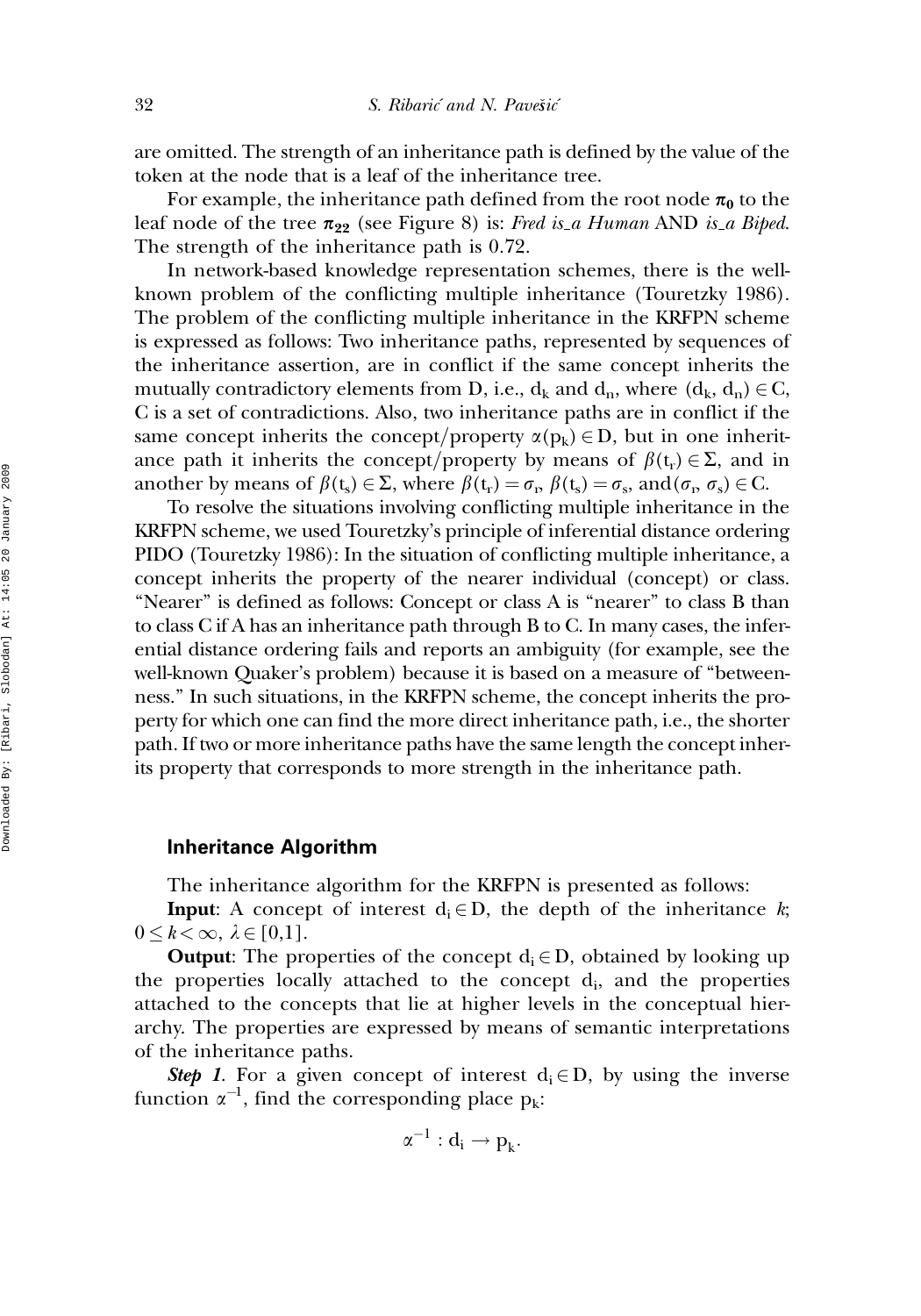are omitted. The strength of an inheritance path is defined by the value of the token at the node that is a leaf of the inheritance tree.

For example, the inheritance path defined from the root node $\boldsymbol{\pi_0}$ to the leaf node of the tree $\boldsymbol{\pi_{22}}$ (see Figure 8) is: *Fred is_a Human* AND *is_a Biped*. The strength of the inheritance path is 0.72.

In network-based knowledge representation schemes, there is the well-known problem of the conflicting multiple inheritance (Touretzky 1986). The problem of the conflicting multiple inheritance in the KRFPN scheme is expressed as follows: Two inheritance paths, represented by sequences of the inheritance assertion, are in conflict if the same concept inherits the mutually contradictory elements from D, i.e., $d_k$ and $d_n$, where $(d_k, d_n) \in C$, C is a set of contradictions. Also, two inheritance paths are in conflict if the same concept inherits the concept/property $\alpha(p_k) \in D$, but in one inheritance path it inherits the concept/property by means of $\beta(t_r) \in \Sigma$, and in another by means of $\beta(t_s) \in \Sigma$, where $\beta(t_r) = \sigma_r$, $\beta(t_s) = \sigma_s$, and $(\sigma_r, \sigma_s) \in C$.

To resolve the situations involving conflicting multiple inheritance in the KRFPN scheme, we used Touretzky's principle of inferential distance ordering PIDO (Touretzky 1986): In the situation of conflicting multiple inheritance, a concept inherits the property of the nearer individual (concept) or class. "Nearer" is defined as follows: Concept or class A is "nearer" to class B than to class C if A has an inheritance path through B to C. In many cases, the inferential distance ordering fails and reports an ambiguity (for example, see the well-known Quaker's problem) because it is based on a measure of "betweenness." In such situations, in the KRFPN scheme, the concept inherits the property for which one can find the more direct inheritance path, i.e., the shorter path. If two or more inheritance paths have the same length the concept inherits property that corresponds to more strength in the inheritance path.

## Inheritance Algorithm

The inheritance algorithm for the KRFPN is presented as follows:

**Input**: A concept of interest $d_i \in D$, the depth of the inheritance $k$; $0 \leq k < \infty$, $\lambda \in [0,1]$.

**Output**: The properties of the concept $d_i \in D$, obtained by looking up the properties locally attached to the concept $d_i$, and the properties attached to the concepts that lie at higher levels in the conceptual hierarchy. The properties are expressed by means of semantic interpretations of the inheritance paths.

***Step 1***. For a given concept of interest $d_i \in D$, by using the inverse function $\alpha^{-1}$, find the corresponding place $p_k$:

$$\alpha^{-1} : d_i \rightarrow p_k.$$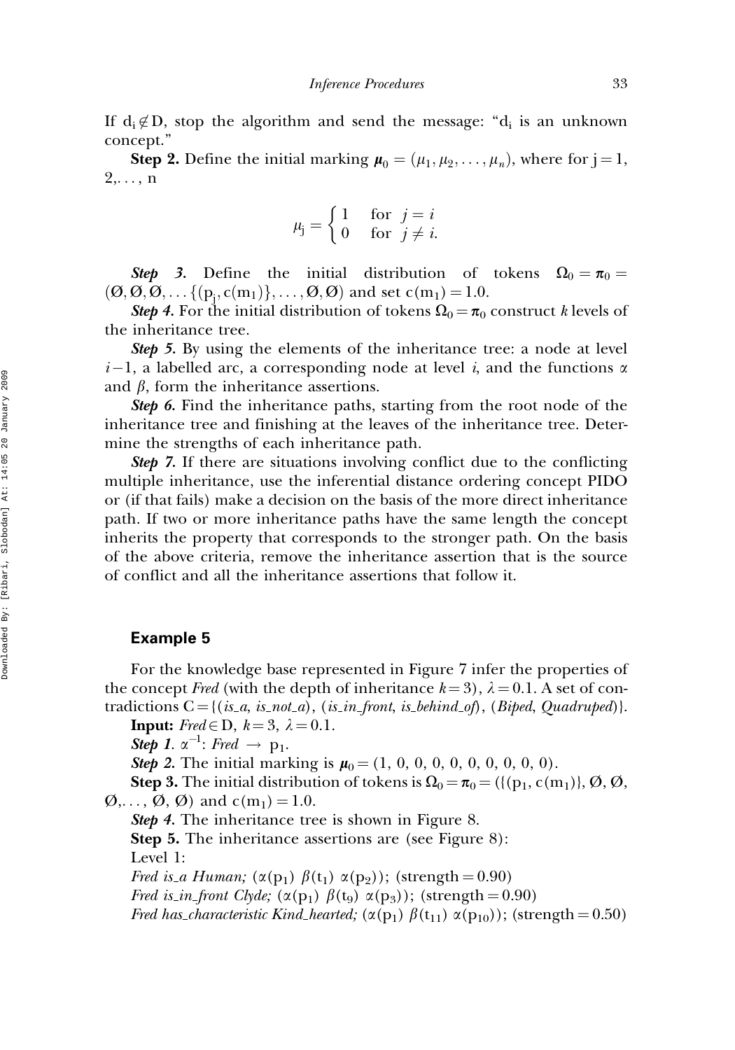If $d_i \notin D$, stop the algorithm and send the message: "$d_i$ is an unknown concept."

**Step 2.** Define the initial marking $\boldsymbol{\mu}_0 = (\mu_1, \mu_2, \ldots, \mu_n)$, where for j = 1, 2,..., n

$$\mu_j = \begin{cases} 1 & \text{for } j = i \\ 0 & \text{for } j \neq i. \end{cases}$$

***Step 3.*** Define the initial distribution of tokens $\Omega_0 = \boldsymbol{\pi}_0 = (\emptyset, \emptyset, \emptyset, \ldots \{(p_j, c(m_1)\}, \ldots, \emptyset, \emptyset)$ and set $c(m_1) = 1.0$.

***Step 4.*** For the initial distribution of tokens $\Omega_0 = \boldsymbol{\pi}_0$ construct $k$ levels of the inheritance tree.

***Step 5.*** By using the elements of the inheritance tree: a node at level $i-1$, a labelled arc, a corresponding node at level $i$, and the functions $\alpha$ and $\beta$, form the inheritance assertions.

***Step 6.*** Find the inheritance paths, starting from the root node of the inheritance tree and finishing at the leaves of the inheritance tree. Determine the strengths of each inheritance path.

***Step 7.*** If there are situations involving conflict due to the conflicting multiple inheritance, use the inferential distance ordering concept PIDO or (if that fails) make a decision on the basis of the more direct inheritance path. If two or more inheritance paths have the same length the concept inherits the property that corresponds to the stronger path. On the basis of the above criteria, remove the inheritance assertion that is the source of conflict and all the inheritance assertions that follow it.

### Example 5

For the knowledge base represented in Figure 7 infer the properties of the concept *Fred* (with the depth of inheritance $k = 3$), $\lambda = 0.1$. A set of contradictions C = {(*is_a*, *is_not_a*), (*is_in_front*, *is_behind_of*), (*Biped*, *Quadruped*)}.

**Input:** *Fred* $\in$ D, $k = 3$, $\lambda = 0.1$.

***Step 1.*** $\alpha^{-1}$: *Fred* $\rightarrow$ $p_1$.

***Step 2.*** The initial marking is $\boldsymbol{\mu}_0 = (1, 0, 0, 0, 0, 0, 0, 0, 0, 0)$.

**Step 3.** The initial distribution of tokens is $\Omega_0 = \boldsymbol{\pi}_0 = (\{(p_1, c(m_1)\}, \emptyset, \emptyset, \emptyset, \ldots, \emptyset, \emptyset)$ and $c(m_1) = 1.0$.

***Step 4.*** The inheritance tree is shown in Figure 8.

**Step 5.** The inheritance assertions are (see Figure 8):

Level 1:

*Fred is_a Human;* $(\alpha(p_1)\ \beta(t_1)\ \alpha(p_2))$; (strength = 0.90)

*Fred is_in_front Clyde;* $(\alpha(p_1)\ \beta(t_9)\ \alpha(p_3))$; (strength = 0.90)

*Fred has_characteristic Kind_hearted;* $(\alpha(p_1)\ \beta(t_{11})\ \alpha(p_{10}))$; (strength = 0.50)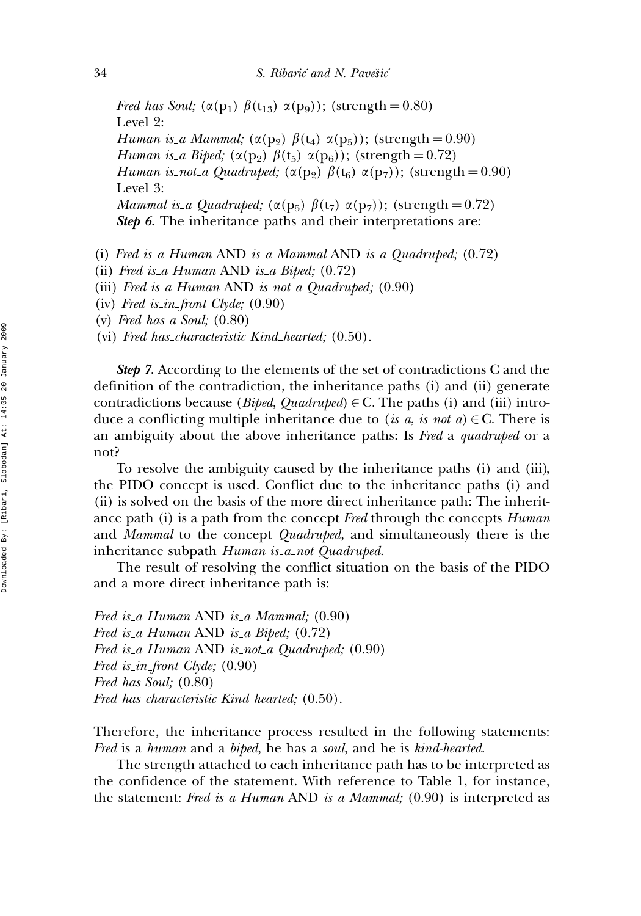*Fred has Soul;* $(\alpha(p_1)\ \beta(t_{13})\ \alpha(p_9))$; (strength = 0.80)
Level 2:
*Human is_a Mammal;* $(\alpha(p_2)\ \beta(t_4)\ \alpha(p_5))$; (strength = 0.90)
*Human is_a Biped;* $(\alpha(p_2)\ \beta(t_5)\ \alpha(p_6))$; (strength = 0.72)
*Human is_not_a Quadruped;* $(\alpha(p_2)\ \beta(t_6)\ \alpha(p_7))$; (strength = 0.90)
Level 3:
*Mammal is_a Quadruped;* $(\alpha(p_5)\ \beta(t_7)\ \alpha(p_7))$; (strength = 0.72)
***Step 6.*** The inheritance paths and their interpretations are:

(i) *Fred is_a Human* AND *is_a Mammal* AND *is_a Quadruped;* (0.72)
(ii) *Fred is_a Human* AND *is_a Biped;* (0.72)
(iii) *Fred is_a Human* AND *is_not_a Quadruped;* (0.90)
(iv) *Fred is_in_front Clyde;* (0.90)
(v) *Fred has a Soul;* (0.80)
(vi) *Fred has_characteristic Kind_hearted;* (0.50).

***Step 7.*** According to the elements of the set of contradictions C and the definition of the contradiction, the inheritance paths (i) and (ii) generate contradictions because (*Biped*, *Quadruped*) $\in$ C. The paths (i) and (iii) introduce a conflicting multiple inheritance due to (*is_a*, *is_not_a*) $\in$ C. There is an ambiguity about the above inheritance paths: Is *Fred* a *quadruped* or a not?

To resolve the ambiguity caused by the inheritance paths (i) and (iii), the PIDO concept is used. Conflict due to the inheritance paths (i) and (ii) is solved on the basis of the more direct inheritance path: The inheritance path (i) is a path from the concept *Fred* through the concepts *Human* and *Mammal* to the concept *Quadruped*, and simultaneously there is the inheritance subpath *Human is_a_not Quadruped*.

The result of resolving the conflict situation on the basis of the PIDO and a more direct inheritance path is:

*Fred is_a Human* AND *is_a Mammal;* (0.90)
*Fred is_a Human* AND *is_a Biped;* (0.72)
*Fred is_a Human* AND *is_not_a Quadruped;* (0.90)
*Fred is_in_front Clyde;* (0.90)
*Fred has Soul;* (0.80)
*Fred has_characteristic Kind_hearted;* (0.50).

Therefore, the inheritance process resulted in the following statements: *Fred* is a *human* and a *biped*, he has a *soul*, and he is *kind-hearted*.

The strength attached to each inheritance path has to be interpreted as the confidence of the statement. With reference to Table 1, for instance, the statement: *Fred is_a Human* AND *is_a Mammal;* (0.90) is interpreted as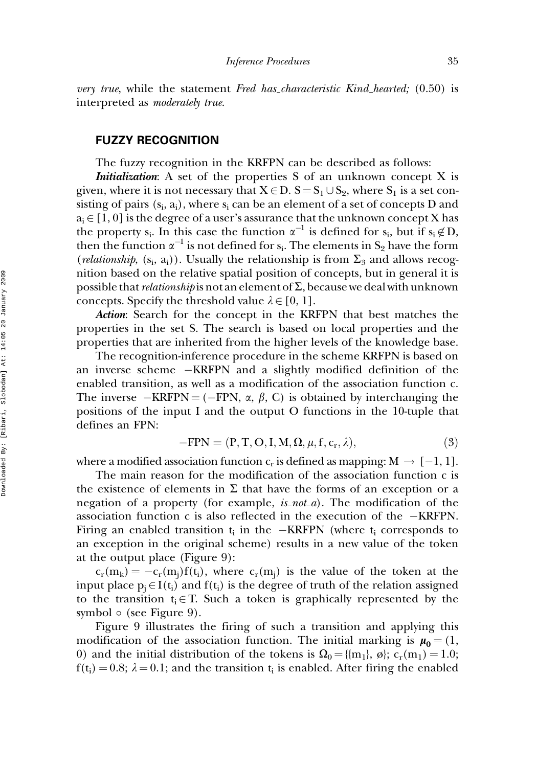*very true*, while the statement *Fred has_characteristic Kind_hearted;* (0.50) is interpreted as *moderately true*.

## FUZZY RECOGNITION

The fuzzy recognition in the KRFPN can be described as follows:

***Initialization***: A set of the properties S of an unknown concept X is given, where it is not necessary that $X \in D$. $S = S_1 \cup S_2$, where $S_1$ is a set consisting of pairs $(s_i, a_i)$, where $s_i$ can be an element of a set of concepts D and $a_i \in [1, 0]$ is the degree of a user's assurance that the unknown concept X has the property $s_i$. In this case the function $\alpha^{-1}$ is defined for $s_i$, but if $s_i \notin D$, then the function $\alpha^{-1}$ is not defined for $s_i$. The elements in $S_2$ have the form (*relationship*, $(s_i, a_i)$). Usually the relationship is from $\Sigma_3$ and allows recognition based on the relative spatial position of concepts, but in general it is possible that *relationship* is not an element of $\Sigma$, because we deal with unknown concepts. Specify the threshold value $\lambda \in [0, 1]$.

***Action***: Search for the concept in the KRFPN that best matches the properties in the set S. The search is based on local properties and the properties that are inherited from the higher levels of the knowledge base.

The recognition-inference procedure in the scheme KRFPN is based on an inverse scheme $-$KRFPN and a slightly modified definition of the enabled transition, as well as a modification of the association function c. The inverse $-\text{KRFPN} = (-\text{FPN}, \alpha, \beta, C)$ is obtained by interchanging the positions of the input I and the output O functions in the 10-tuple that defines an FPN:

$$-\text{FPN} = (P, T, O, I, M, \Omega, \mu, f, c_r, \lambda), \tag{3}$$

where a modified association function $c_r$ is defined as mapping: $M \rightarrow [-1, 1]$.

The main reason for the modification of the association function c is the existence of elements in $\Sigma$ that have the forms of an exception or a negation of a property (for example, *is_not_a*). The modification of the association function c is also reflected in the execution of the $-$KRFPN. Firing an enabled transition $t_i$ in the $-$KRFPN (where $t_i$ corresponds to an exception in the original scheme) results in a new value of the token at the output place (Figure 9):

$c_r(m_k) = -c_r(m_j)f(t_i)$, where $c_r(m_j)$ is the value of the token at the input place $p_j \in I(t_i)$ and $f(t_i)$ is the degree of truth of the relation assigned to the transition $t_i \in T$. Such a token is graphically represented by the symbol $\circ$ (see Figure 9).

Figure 9 illustrates the firing of such a transition and applying this modification of the association function. The initial marking is $\boldsymbol{\mu_0} = (1, 0)$ and the initial distribution of the tokens is $\Omega_0 = \{\{m_1\}, \emptyset\}$; $c_r(m_1) = 1.0$; $f(t_i) = 0.8$; $\lambda = 0.1$; and the transition $t_i$ is enabled. After firing the enabled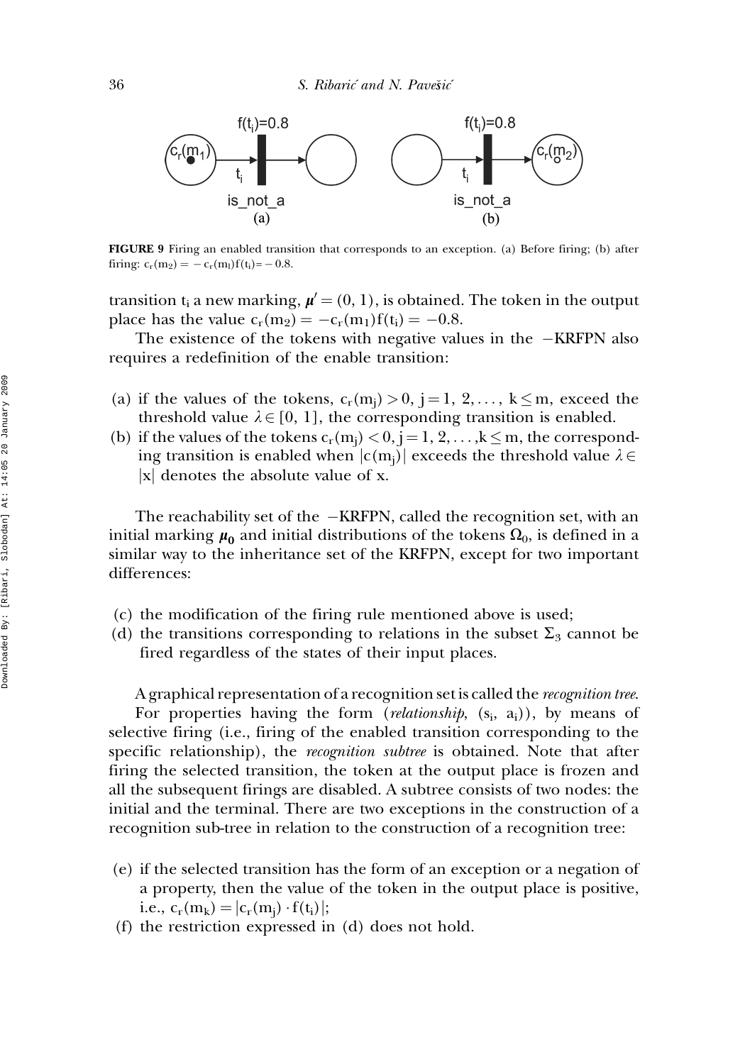**FIGURE 9** Firing an enabled transition that corresponds to an exception. (a) Before firing; (b) after firing: $c_r(m_2) = -c_r(m_l)f(t_i) = -0.8$.

transition $t_i$ a new marking, $\boldsymbol{\mu}' = (0, 1)$, is obtained. The token in the output place has the value $c_r(m_2) = -c_r(m_1)f(t_i) = -0.8$.

The existence of the tokens with negative values in the $-$KRFPN also requires a redefinition of the enable transition:

(a) if the values of the tokens, $c_r(m_j) > 0$, $j = 1, 2, \ldots, k \leq m$, exceed the threshold value $\lambda \in [0, 1]$, the corresponding transition is enabled.

(b) if the values of the tokens $c_r(m_j) < 0, j = 1, 2, \ldots, k \leq m$, the corresponding transition is enabled when $|c(m_j)|$ exceeds the threshold value $\lambda \in$ $|x|$ denotes the absolute value of x.

The reachability set of the $-$KRFPN, called the recognition set, with an initial marking $\boldsymbol{\mu_0}$ and initial distributions of the tokens $\Omega_0$, is defined in a similar way to the inheritance set of the KRFPN, except for two important differences:

(c) the modification of the firing rule mentioned above is used;

(d) the transitions corresponding to relations in the subset $\Sigma_3$ cannot be fired regardless of the states of their input places.

A graphical representation of a recognition set is called the *recognition tree*.

For properties having the form (*relationship*, ($s_i$, $a_i$)), by means of selective firing (i.e., firing of the enabled transition corresponding to the specific relationship), the *recognition subtree* is obtained. Note that after firing the selected transition, the token at the output place is frozen and all the subsequent firings are disabled. A subtree consists of two nodes: the initial and the terminal. There are two exceptions in the construction of a recognition sub-tree in relation to the construction of a recognition tree:

(e) if the selected transition has the form of an exception or a negation of a property, then the value of the token in the output place is positive, i.e., $c_r(m_k) = |c_r(m_j) \cdot f(t_i)|$;

(f) the restriction expressed in (d) does not hold.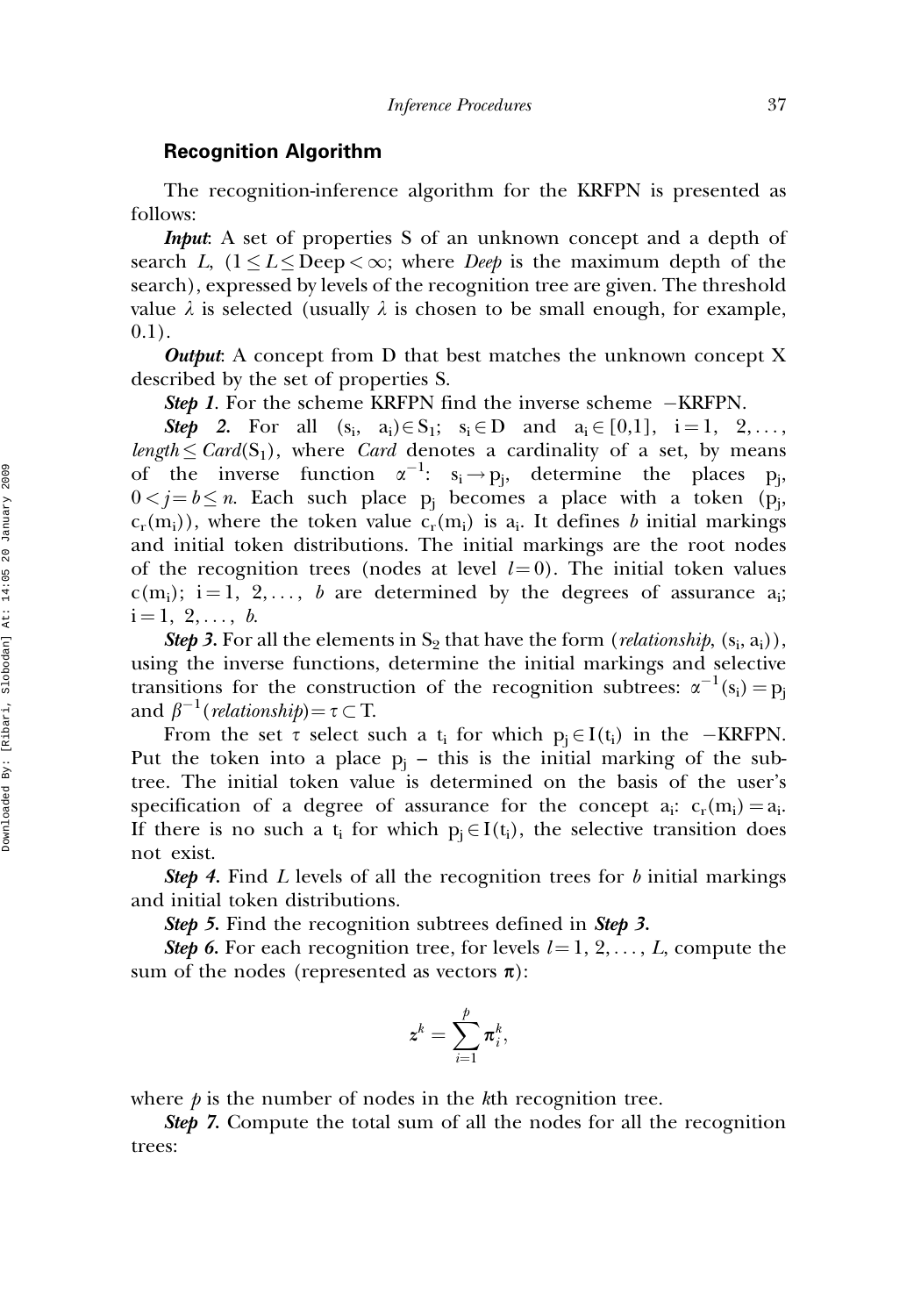## Recognition Algorithm

The recognition-inference algorithm for the KRFPN is presented as follows:

***Input***: A set of properties S of an unknown concept and a depth of search $L$, ($1 \le L \le \text{Deep} < \infty$; where *Deep* is the maximum depth of the search), expressed by levels of the recognition tree are given. The threshold value $\lambda$ is selected (usually $\lambda$ is chosen to be small enough, for example, 0.1).

***Output***: A concept from D that best matches the unknown concept X described by the set of properties S.

***Step 1***. For the scheme KRFPN find the inverse scheme $-$KRFPN.

***Step 2***. For all $(s_i, a_i) \in S_1$; $s_i \in D$ and $a_i \in [0,1]$, $i = 1, 2, \ldots, \textit{length} \le \textit{Card}(S_1)$, where *Card* denotes a cardinality of a set, by means of the inverse function $\alpha^{-1}$: $s_i \rightarrow p_j$, determine the places $p_j$, $0 < j = b \le n$. Each such place $p_j$ becomes a place with a token $(p_j, c_r(m_i))$, where the token value $c_r(m_i)$ is $a_i$. It defines $b$ initial markings and initial token distributions. The initial markings are the root nodes of the recognition trees (nodes at level $l = 0$). The initial token values $c(m_i)$; $i = 1, 2, \ldots, b$ are determined by the degrees of assurance $a_i$; $i = 1, 2, \ldots, b$.

***Step 3***. For all the elements in $S_2$ that have the form (*relationship*, $(s_i, a_i)$), using the inverse functions, determine the initial markings and selective transitions for the construction of the recognition subtrees: $\alpha^{-1}(s_i) = p_j$ and $\beta^{-1}(\textit{relationship}) = \tau \subset T$.

From the set $\tau$ select such a $t_i$ for which $p_j \in I(t_i)$ in the $-$KRFPN. Put the token into a place $p_j$ – this is the initial marking of the subtree. The initial token value is determined on the basis of the user's specification of a degree of assurance for the concept $a_i$: $c_r(m_i) = a_i$. If there is no such a $t_i$ for which $p_j \in I(t_i)$, the selective transition does not exist.

***Step 4***. Find $L$ levels of all the recognition trees for $b$ initial markings and initial token distributions.

***Step 5***. Find the recognition subtrees defined in ***Step 3***.

***Step 6***. For each recognition tree, for levels $l = 1, 2, \ldots, L$, compute the sum of the nodes (represented as vectors $\boldsymbol{\pi}$):

$$
\boldsymbol{z}^k = \sum_{i=1}^{p} \boldsymbol{\pi}_i^k,
$$

where $p$ is the number of nodes in the $k$th recognition tree.

***Step 7***. Compute the total sum of all the nodes for all the recognition trees: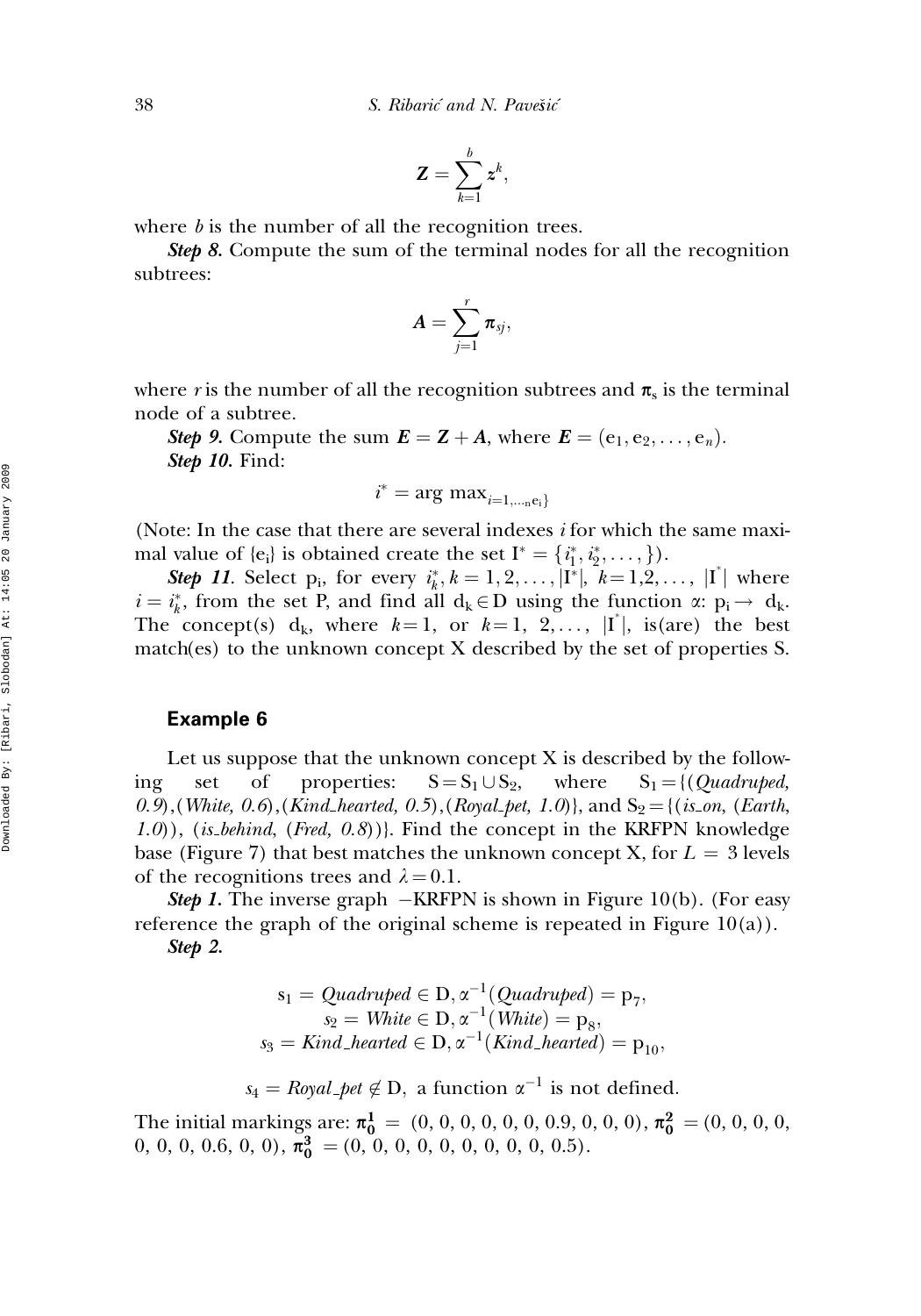$$\boldsymbol{Z} = \sum_{k=1}^{b} \boldsymbol{z}^k,$$

where $b$ is the number of all the recognition trees.

***Step 8.*** Compute the sum of the terminal nodes for all the recognition subtrees:

$$\boldsymbol{A} = \sum_{j=1}^{r} \boldsymbol{\pi}_{sj},$$

where $r$ is the number of all the recognition subtrees and $\boldsymbol{\pi}_s$ is the terminal node of a subtree.

***Step 9.*** Compute the sum $\boldsymbol{E} = \boldsymbol{Z} + \boldsymbol{A}$, where $\boldsymbol{E} = (e_1, e_2, \ldots, e_n)$.

***Step 10.*** Find:

$$i^* = \arg\max_{i=1,\ldots,n e_i\}}$$

(Note: In the case that there are several indexes $i$ for which the same maximal value of $\{e_i\}$ is obtained create the set $I^* = \{i_1^*, i_2^*, \ldots, \}$).

***Step 11.*** Select $p_i$, for every $i_k^*, k = 1, 2, \ldots, |I^*|$, $k = 1, 2, \ldots, |I^*|$ where $i = i_k^*$, from the set P, and find all $d_k \in D$ using the function $\alpha$: $p_i \rightarrow d_k$. The concept(s) $d_k$, where $k = 1$, or $k = 1, 2, \ldots, |I^*|$, is(are) the best match(es) to the unknown concept X described by the set of properties S.

### Example 6

Let us suppose that the unknown concept X is described by the following set of properties: $S = S_1 \cup S_2$, where $S_1 = \{$(*Quadruped, 0.9*),(*White, 0.6*),(*Kind_hearted, 0.5*),(*Royal_pet, 1.0*)$\}$, and $S_2 = \{$(*is_on*, (*Earth, 1.0*)), (*is_behind*, (*Fred, 0.8*))$\}$. Find the concept in the KRFPN knowledge base (Figure 7) that best matches the unknown concept X, for $L = 3$ levels of the recognitions trees and $\lambda = 0.1$.

***Step 1.*** The inverse graph −KRFPN is shown in Figure 10(b). (For easy reference the graph of the original scheme is repeated in Figure 10(a)).

***Step 2.***

$$s_1 = \textit{Quadruped} \in D, \alpha^{-1}(\textit{Quadruped}) = p_7,$$
$$s_2 = \textit{White} \in D, \alpha^{-1}(\textit{White}) = p_8,$$
$$s_3 = \textit{Kind\_hearted} \in D, \alpha^{-1}(\textit{Kind\_hearted}) = p_{10},$$

$$s_4 = \textit{Royal\_pet} \notin D, \text{ a function } \alpha^{-1} \text{ is not defined.}$$

The initial markings are: $\boldsymbol{\pi_0^1} = (0, 0, 0, 0, 0, 0, 0.9, 0, 0, 0)$, $\boldsymbol{\pi_0^2} = (0, 0, 0, 0, 0, 0, 0, 0.6, 0, 0)$, $\boldsymbol{\pi_0^3} = (0, 0, 0, 0, 0, 0, 0, 0, 0, 0.5)$.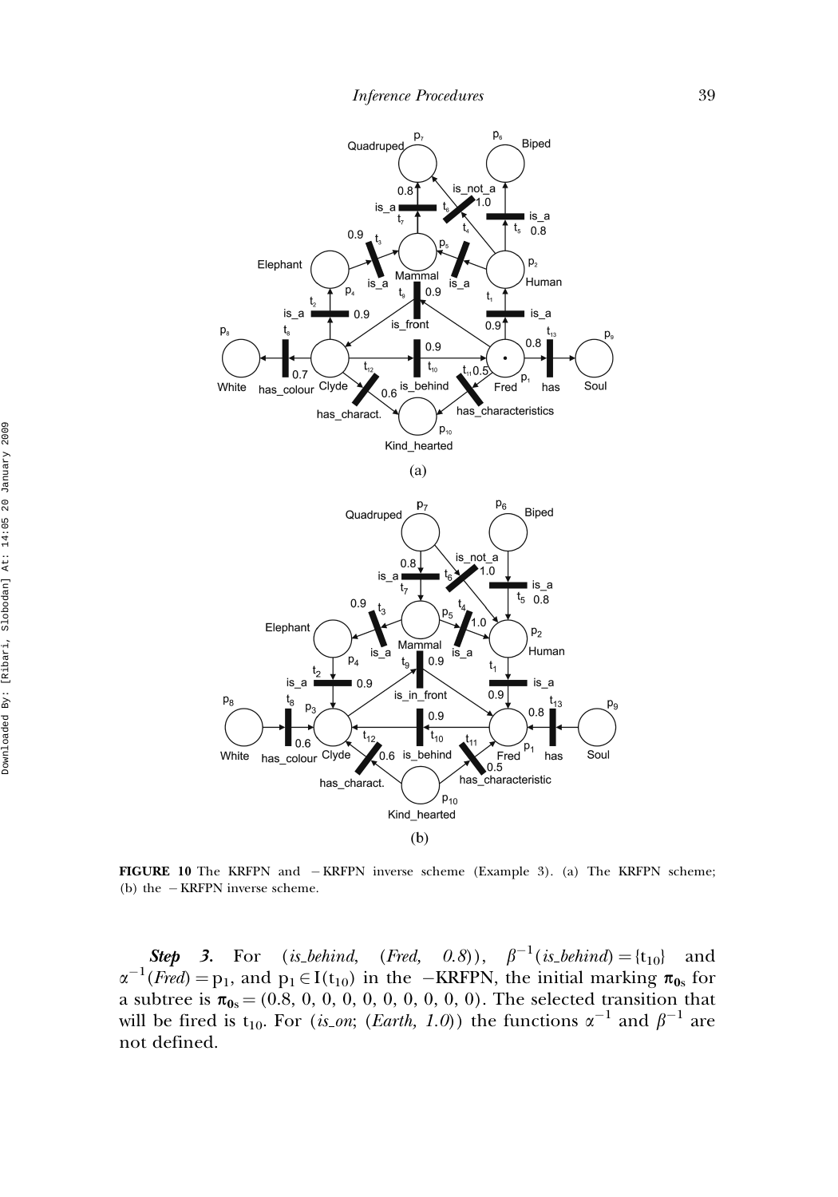**FIGURE 10** The KRFPN and $-$KRFPN inverse scheme (Example 3). (a) The KRFPN scheme; (b) the $-$KRFPN inverse scheme.

***Step 3.*** For (*is_behind*, (*Fred*, *0.8*)), $\beta^{-1}(is\_behind) = \{t_{10}\}$ and $\alpha^{-1}(Fred) = p_1$, and $p_1 \in I(t_{10})$ in the $-$KRFPN, the initial marking $\boldsymbol{\pi_{0s}}$ for a subtree is $\boldsymbol{\pi_{0s}} = (0.8, 0, 0, 0, 0, 0, 0, 0, 0, 0)$. The selected transition that will be fired is $t_{10}$. For (*is_on*; (*Earth*, *1.0*)) the functions $\alpha^{-1}$ and $\beta^{-1}$ are not defined.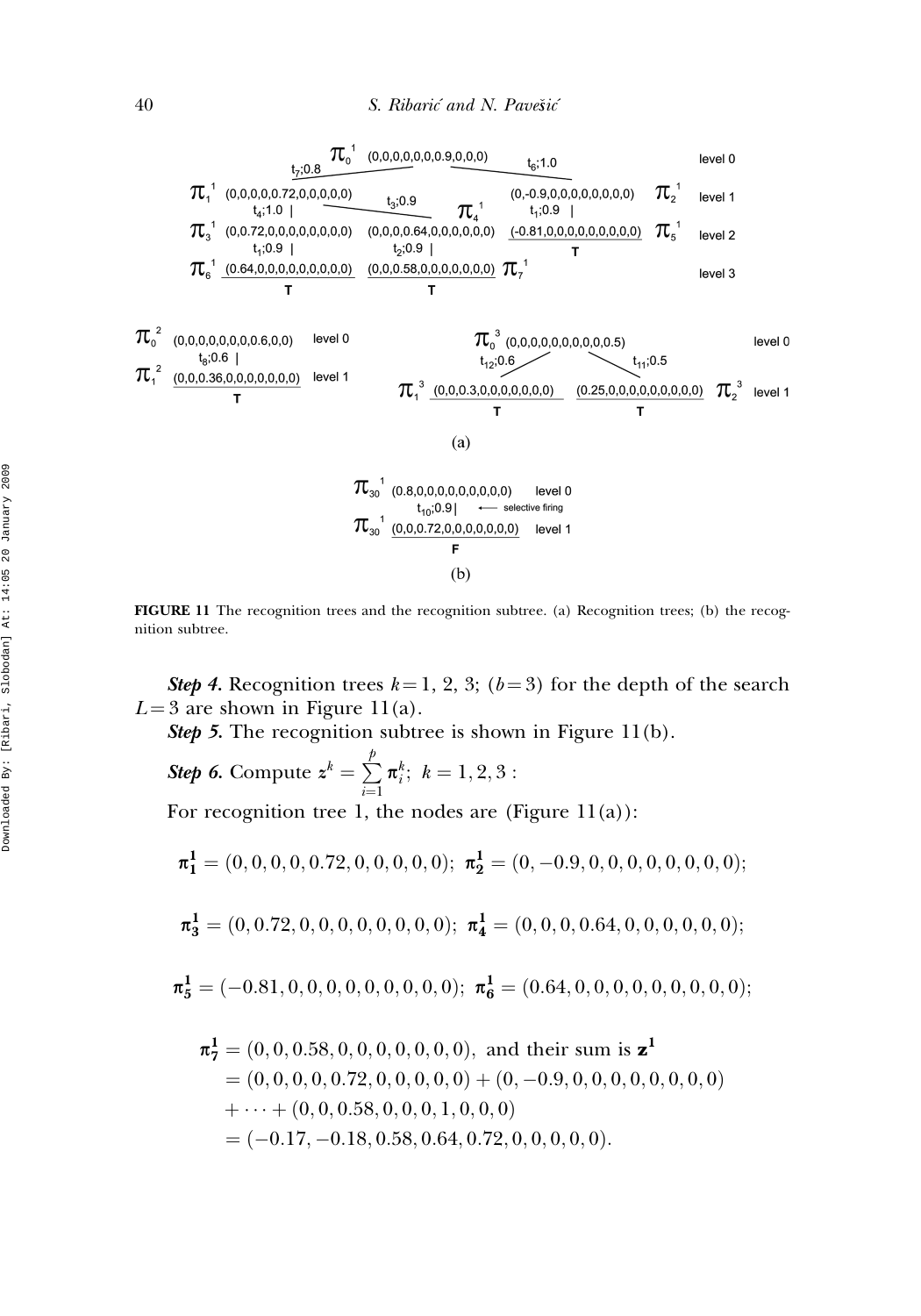FIGURE 11 The recognition trees and the recognition subtree. (a) Recognition trees; (b) the recognition subtree.

***Step 4.*** Recognition trees $k = 1, 2, 3$; $(b = 3)$ for the depth of the search $L = 3$ are shown in Figure 11(a).

***Step 5.*** The recognition subtree is shown in Figure 11(b).

***Step 6.*** Compute $\mathbf{z}^k = \sum_{i=1}^{p} \boldsymbol{\pi}_i^k;\ k = 1, 2, 3:$

For recognition tree 1, the nodes are (Figure 11(a)):

$$\boldsymbol{\pi}_1^1 = (0, 0, 0, 0, 0.72, 0, 0, 0, 0, 0);\ \boldsymbol{\pi}_2^1 = (0, -0.9, 0, 0, 0, 0, 0, 0, 0, 0);$$

$$\boldsymbol{\pi}_3^1 = (0, 0.72, 0, 0, 0, 0, 0, 0, 0, 0);\ \boldsymbol{\pi}_4^1 = (0, 0, 0, 0.64, 0, 0, 0, 0, 0, 0);$$

$$\boldsymbol{\pi}_5^1 = (-0.81, 0, 0, 0, 0, 0, 0, 0, 0, 0);\ \boldsymbol{\pi}_6^1 = (0.64, 0, 0, 0, 0, 0, 0, 0, 0, 0);$$

$$\begin{aligned}
\boldsymbol{\pi}_7^1 &= (0, 0, 0.58, 0, 0, 0, 0, 0, 0, 0),\ \text{and their sum is } \mathbf{z}^1 \\
&= (0, 0, 0, 0, 0.72, 0, 0, 0, 0, 0) + (0, -0.9, 0, 0, 0, 0, 0, 0, 0, 0) \\
&\quad + \cdots + (0, 0, 0.58, 0, 0, 0, 1, 0, 0, 0) \\
&= (-0.17, -0.18, 0.58, 0.64, 0.72, 0, 0, 0, 0, 0).
\end{aligned}$$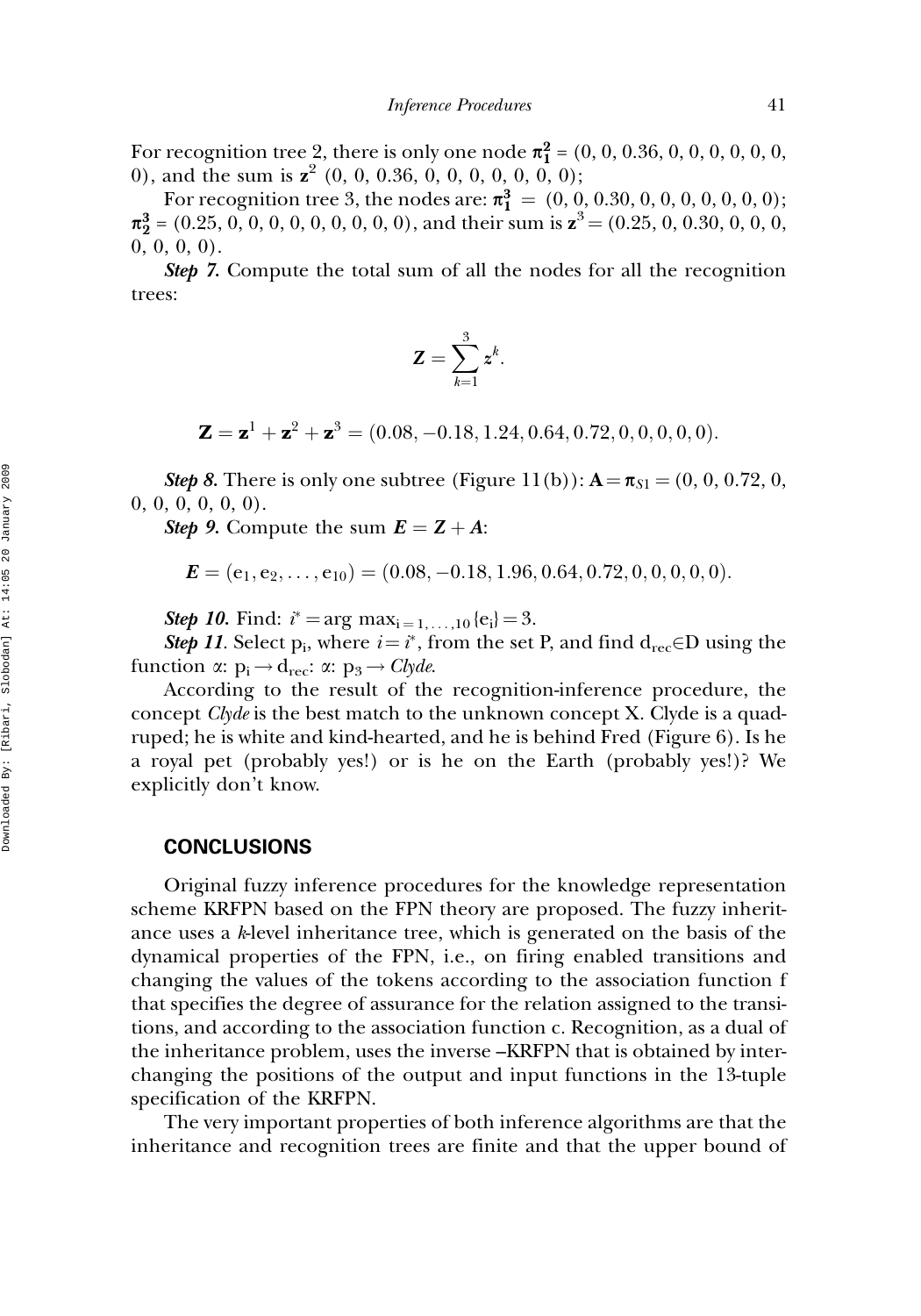For recognition tree 2, there is only one node $\boldsymbol{\pi}_1^2 = (0, 0, 0.36, 0, 0, 0, 0, 0, 0, 0)$, and the sum is $\mathbf{z}^2$ $(0, 0, 0.36, 0, 0, 0, 0, 0, 0, 0)$;

For recognition tree 3, the nodes are: $\boldsymbol{\pi}_1^3 = (0, 0, 0.30, 0, 0, 0, 0, 0, 0, 0)$; $\boldsymbol{\pi}_2^3 = (0.25, 0, 0, 0, 0, 0, 0, 0, 0, 0)$, and their sum is $\mathbf{z}^3 = (0.25, 0, 0.30, 0, 0, 0, 0, 0, 0, 0)$.

***Step 7.*** Compute the total sum of all the nodes for all the recognition trees:

$$\mathbf{Z} = \sum_{k=1}^{3} \boldsymbol{z}^k.$$

$$\mathbf{Z} = \mathbf{z}^1 + \mathbf{z}^2 + \mathbf{z}^3 = (0.08, -0.18, 1.24, 0.64, 0.72, 0, 0, 0, 0, 0).$$

***Step 8.*** There is only one subtree (Figure 11(b)): $\mathbf{A} = \boldsymbol{\pi}_{S1} = (0, 0, 0.72, 0, 0, 0, 0, 0, 0, 0)$.

***Step 9.*** Compute the sum $\boldsymbol{E} = \boldsymbol{Z} + \boldsymbol{A}$:

$$\boldsymbol{E} = (\mathrm{e}_1, \mathrm{e}_2, \ldots, \mathrm{e}_{10}) = (0.08, -0.18, 1.96, 0.64, 0.72, 0, 0, 0, 0, 0).$$

***Step 10.*** Find: $i^* = \arg\max_{i=1,\ldots,10}\{\mathrm{e}_i\} = 3$.

***Step 11.*** Select $\mathrm{p}_i$, where $i = i^*$, from the set P, and find $\mathrm{d}_{rec} \in \mathrm{D}$ using the function $\alpha$: $\mathrm{p}_i \rightarrow \mathrm{d}_{rec}$: $\alpha$: $\mathrm{p}_3 \rightarrow$ *Clyde*.

According to the result of the recognition-inference procedure, the concept *Clyde* is the best match to the unknown concept X. Clyde is a quadruped; he is white and kind-hearted, and he is behind Fred (Figure 6). Is he a royal pet (probably yes!) or is he on the Earth (probably yes!)? We explicitly don't know.

## CONCLUSIONS

Original fuzzy inference procedures for the knowledge representation scheme KRFPN based on the FPN theory are proposed. The fuzzy inheritance uses a *k*-level inheritance tree, which is generated on the basis of the dynamical properties of the FPN, i.e., on firing enabled transitions and changing the values of the tokens according to the association function f that specifies the degree of assurance for the relation assigned to the transitions, and according to the association function c. Recognition, as a dual of the inheritance problem, uses the inverse –KRFPN that is obtained by interchanging the positions of the output and input functions in the 13-tuple specification of the KRFPN.

The very important properties of both inference algorithms are that the inheritance and recognition trees are finite and that the upper bound of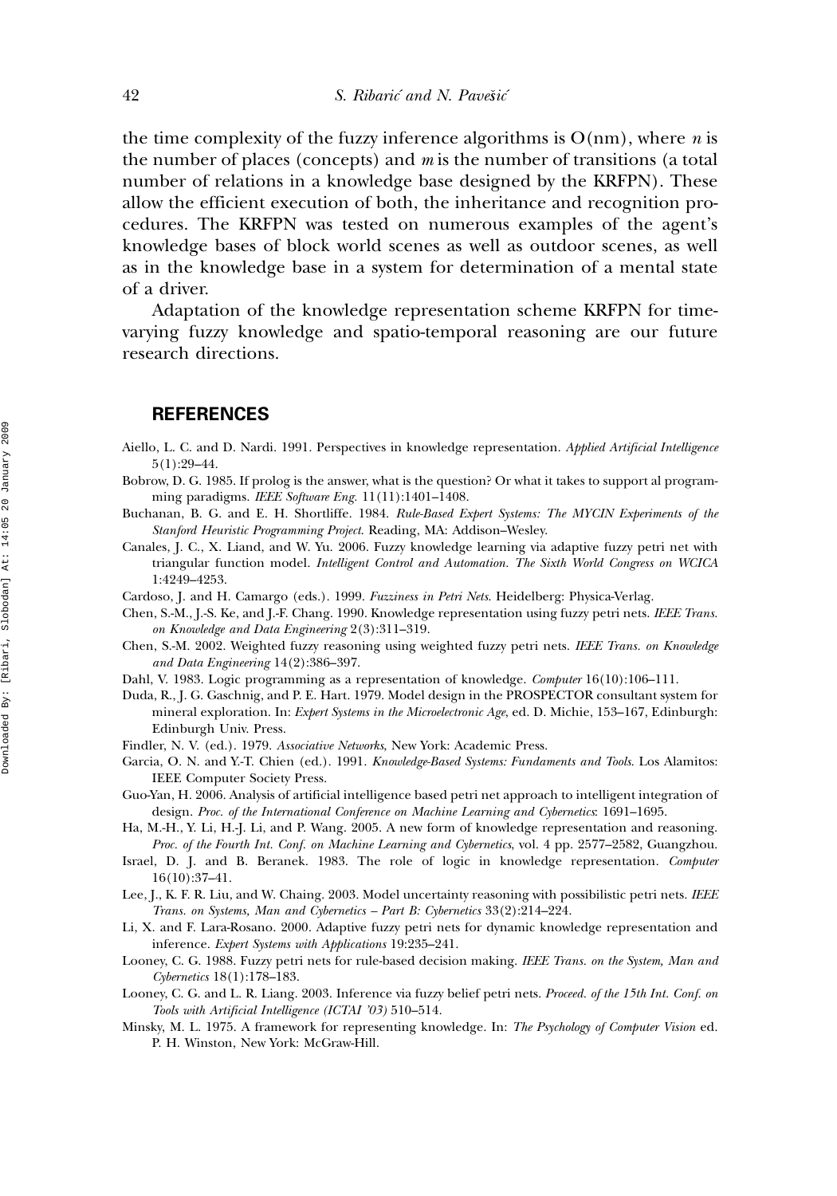the time complexity of the fuzzy inference algorithms is O(nm), where *n* is the number of places (concepts) and *m* is the number of transitions (a total number of relations in a knowledge base designed by the KRFPN). These allow the efficient execution of both, the inheritance and recognition procedures. The KRFPN was tested on numerous examples of the agent's knowledge bases of block world scenes as well as outdoor scenes, as well as in the knowledge base in a system for determination of a mental state of a driver.

Adaptation of the knowledge representation scheme KRFPN for time-varying fuzzy knowledge and spatio-temporal reasoning are our future research directions.

## REFERENCES

Aiello, L. C. and D. Nardi. 1991. Perspectives in knowledge representation. *Applied Artificial Intelligence* 5(1):29–44.

Bobrow, D. G. 1985. If prolog is the answer, what is the question? Or what it takes to support al programming paradigms. *IEEE Software Eng.* 11(11):1401–1408.

Buchanan, B. G. and E. H. Shortliffe. 1984. *Rule-Based Expert Systems: The MYCIN Experiments of the Stanford Heuristic Programming Project*. Reading, MA: Addison–Wesley.

Canales, J. C., X. Liand, and W. Yu. 2006. Fuzzy knowledge learning via adaptive fuzzy petri net with triangular function model. *Intelligent Control and Automation. The Sixth World Congress on WCICA* 1:4249–4253.

Cardoso, J. and H. Camargo (eds.). 1999. *Fuzziness in Petri Nets*. Heidelberg: Physica-Verlag.

Chen, S.-M., J.-S. Ke, and J.-F. Chang. 1990. Knowledge representation using fuzzy petri nets. *IEEE Trans. on Knowledge and Data Engineering* 2(3):311–319.

Chen, S.-M. 2002. Weighted fuzzy reasoning using weighted fuzzy petri nets. *IEEE Trans. on Knowledge and Data Engineering* 14(2):386–397.

Dahl, V. 1983. Logic programming as a representation of knowledge. *Computer* 16(10):106–111.

Duda, R., J. G. Gaschnig, and P. E. Hart. 1979. Model design in the PROSPECTOR consultant system for mineral exploration. In: *Expert Systems in the Microelectronic Age*, ed. D. Michie, 153–167, Edinburgh: Edinburgh Univ. Press.

Findler, N. V. (ed.). 1979. *Associative Networks*, New York: Academic Press.

Garcia, O. N. and Y.-T. Chien (ed.). 1991. *Knowledge-Based Systems: Fundaments and Tools*. Los Alamitos: IEEE Computer Society Press.

Guo-Yan, H. 2006. Analysis of artificial intelligence based petri net approach to intelligent integration of design. *Proc. of the International Conference on Machine Learning and Cybernetics*: 1691–1695.

Ha, M.-H., Y. Li, H.-J. Li, and P. Wang. 2005. A new form of knowledge representation and reasoning. *Proc. of the Fourth Int. Conf. on Machine Learning and Cybernetics*, vol. 4 pp. 2577–2582, Guangzhou.

Israel, D. J. and B. Beranek. 1983. The role of logic in knowledge representation. *Computer* 16(10):37–41.

Lee, J., K. F. R. Liu, and W. Chaing. 2003. Model uncertainty reasoning with possibilistic petri nets. *IEEE Trans. on Systems, Man and Cybernetics – Part B: Cybernetics* 33(2):214–224.

Li, X. and F. Lara-Rosano. 2000. Adaptive fuzzy petri nets for dynamic knowledge representation and inference. *Expert Systems with Applications* 19:235–241.

Looney, C. G. 1988. Fuzzy petri nets for rule-based decision making. *IEEE Trans. on the System, Man and Cybernetics* 18(1):178–183.

Looney, C. G. and L. R. Liang. 2003. Inference via fuzzy belief petri nets. *Proceed. of the 15th Int. Conf. on Tools with Artificial Intelligence (ICTAI '03)* 510–514.

Minsky, M. L. 1975. A framework for representing knowledge. In: *The Psychology of Computer Vision* ed. P. H. Winston, New York: McGraw-Hill.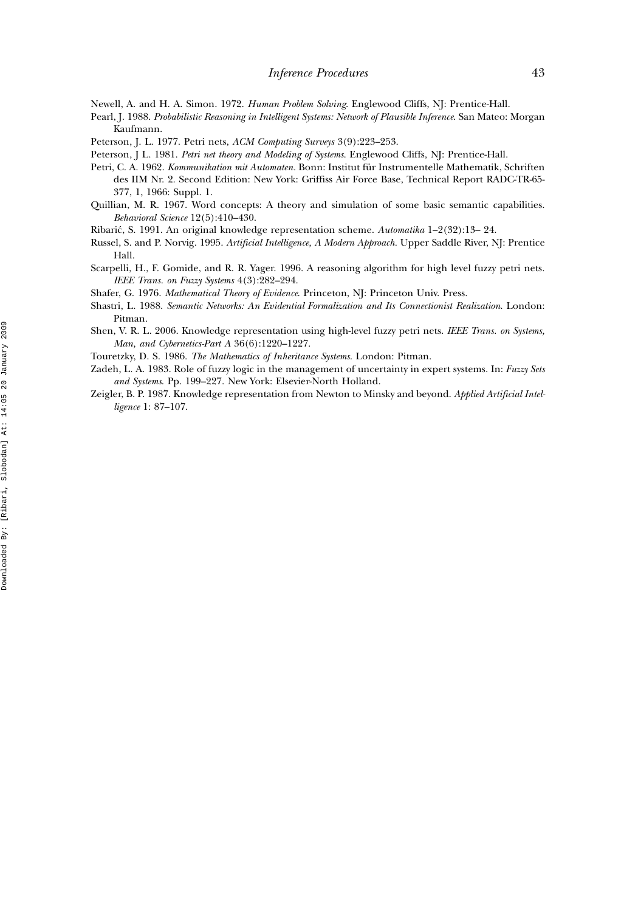Newell, A. and H. A. Simon. 1972. *Human Problem Solving*. Englewood Cliffs, NJ: Prentice-Hall.

Pearl, J. 1988. *Probabilistic Reasoning in Intelligent Systems: Network of Plausible Inference*. San Mateo: Morgan Kaufmann.

Peterson, J. L. 1977. Petri nets, *ACM Computing Surveys* 3(9):223–253.

Peterson, J L. 1981. *Petri net theory and Modeling of Systems*. Englewood Cliffs, NJ: Prentice-Hall.

Petri, C. A. 1962. *Kommunikation mit Automaten*. Bonn: Institut für Instrumentelle Mathematik, Schriften des IIM Nr. 2. Second Edition: New York: Griffiss Air Force Base, Technical Report RADC-TR-65-377, 1, 1966: Suppl. 1.

Quillian, M. R. 1967. Word concepts: A theory and simulation of some basic semantic capabilities. *Behavioral Science* 12(5):410–430.

Ribarić, S. 1991. An original knowledge representation scheme. *Automatika* 1–2(32):13– 24.

Russel, S. and P. Norvig. 1995. *Artificial Intelligence, A Modern Approach*. Upper Saddle River, NJ: Prentice Hall.

Scarpelli, H., F. Gomide, and R. R. Yager. 1996. A reasoning algorithm for high level fuzzy petri nets. *IEEE Trans. on Fuzzy Systems* 4(3):282–294.

Shafer, G. 1976. *Mathematical Theory of Evidence*. Princeton, NJ: Princeton Univ. Press.

Shastri, L. 1988. *Semantic Networks: An Evidential Formalization and Its Connectionist Realization*. London: Pitman.

Shen, V. R. L. 2006. Knowledge representation using high-level fuzzy petri nets. *IEEE Trans. on Systems, Man, and Cybernetics-Part A* 36(6):1220–1227.

Touretzky, D. S. 1986. *The Mathematics of Inheritance Systems*. London: Pitman.

Zadeh, L. A. 1983. Role of fuzzy logic in the management of uncertainty in expert systems. In: *Fuzzy Sets and Systems*. Pp. 199–227. New York: Elsevier-North Holland.

Zeigler, B. P. 1987. Knowledge representation from Newton to Minsky and beyond. *Applied Artificial Intelligence* 1: 87–107.